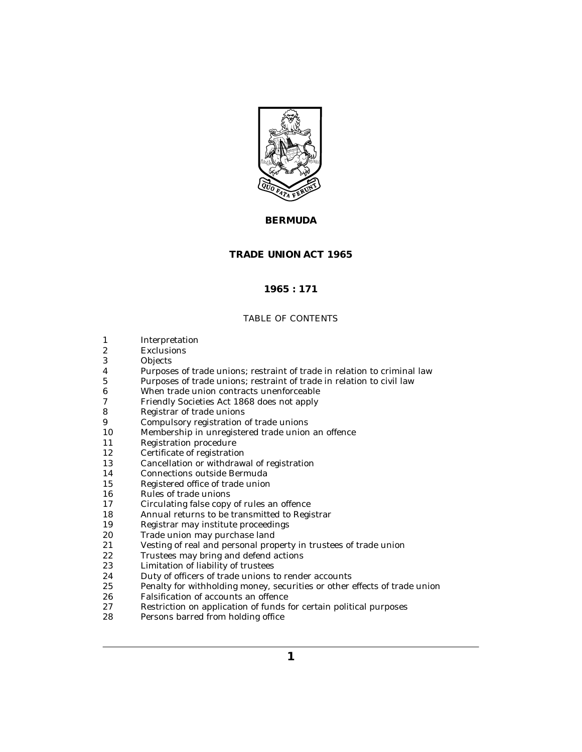# BERMUDA

# TRADE UNION ACT 1965

## 1965 : 171

### TABLE OF CONTENTS

| | |
|---|---|
| 1 | Interpretation |
| 2 | Exclusions |
| 3 | Objects |
| 4 | Purposes of trade unions; restraint of trade in relation to criminal law |
| 5 | Purposes of trade unions; restraint of trade in relation to civil law |
| 6 | When trade union contracts unenforceable |
| 7 | Friendly Societies Act 1868 does not apply |
| 8 | Registrar of trade unions |
| 9 | Compulsory registration of trade unions |
| 10 | Membership in unregistered trade union an offence |
| 11 | Registration procedure |
| 12 | Certificate of registration |
| 13 | Cancellation or withdrawal of registration |
| 14 | Connections outside Bermuda |
| 15 | Registered office of trade union |
| 16 | Rules of trade unions |
| 17 | Circulating false copy of rules an offence |
| 18 | Annual returns to be transmitted to Registrar |
| 19 | Registrar may institute proceedings |
| 20 | Trade union may purchase land |
| 21 | Vesting of real and personal property in trustees of trade union |
| 22 | Trustees may bring and defend actions |
| 23 | Limitation of liability of trustees |
| 24 | Duty of officers of trade unions to render accounts |
| 25 | Penalty for withholding money, securities or other effects of trade union |
| 26 | Falsification of accounts an offence |
| 27 | Restriction on application of funds for certain political purposes |
| 28 | Persons barred from holding office |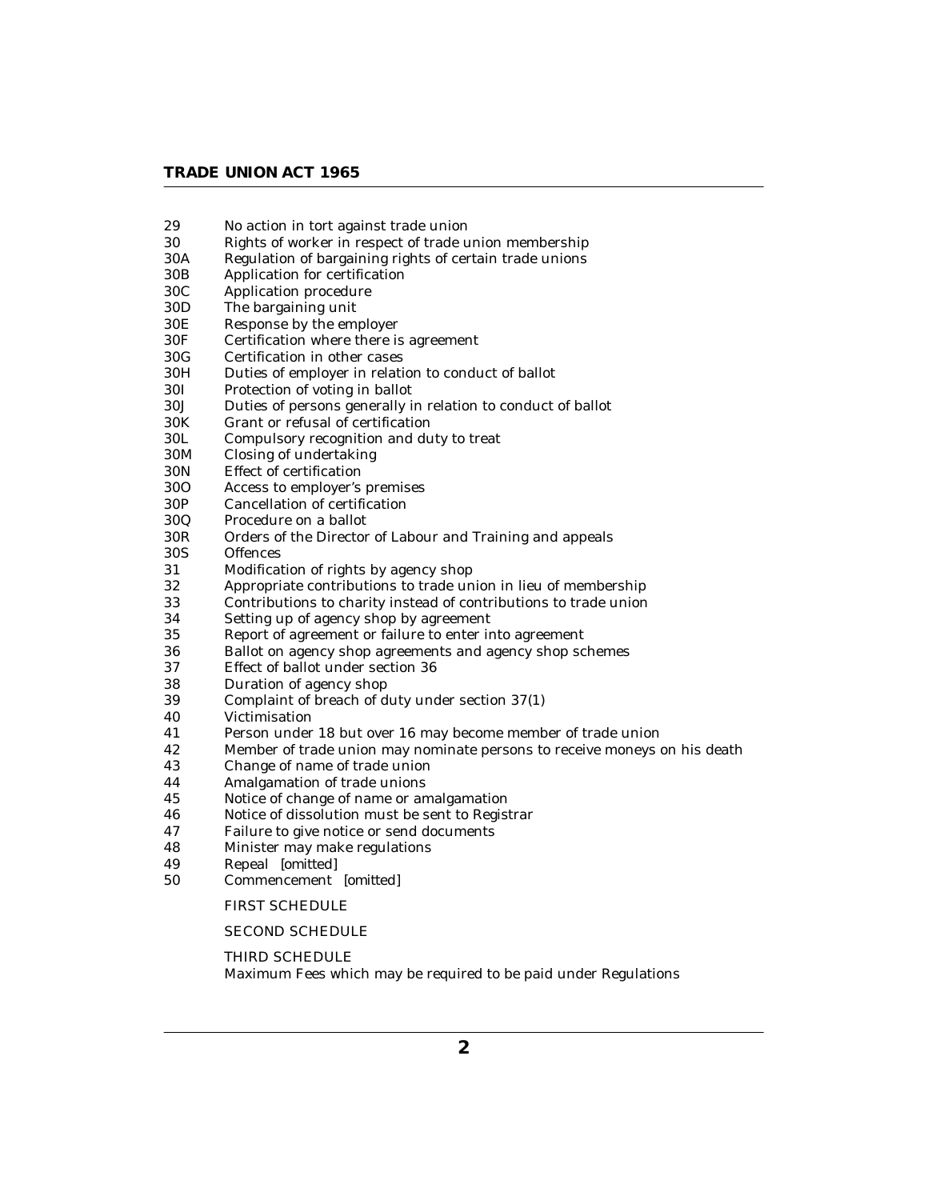| | |
|---|---|
| 29 | No action in tort against trade union |
| 30 | Rights of worker in respect of trade union membership |
| 30A | Regulation of bargaining rights of certain trade unions |
| 30B | Application for certification |
| 30C | Application procedure |
| 30D | The bargaining unit |
| 30E | Response by the employer |
| 30F | Certification where there is agreement |
| 30G | Certification in other cases |
| 30H | Duties of employer in relation to conduct of ballot |
| 30I | Protection of voting in ballot |
| 30J | Duties of persons generally in relation to conduct of ballot |
| 30K | Grant or refusal of certification |
| 30L | Compulsory recognition and duty to treat |
| 30M | Closing of undertaking |
| 30N | Effect of certification |
| 30O | Access to employer's premises |
| 30P | Cancellation of certification |
| 30Q | Procedure on a ballot |
| 30R | Orders of the Director of Labour and Training and appeals |
| 30S | Offences |
| 31 | Modification of rights by agency shop |
| 32 | Appropriate contributions to trade union in lieu of membership |
| 33 | Contributions to charity instead of contributions to trade union |
| 34 | Setting up of agency shop by agreement |
| 35 | Report of agreement or failure to enter into agreement |
| 36 | Ballot on agency shop agreements and agency shop schemes |
| 37 | Effect of ballot under section 36 |
| 38 | Duration of agency shop |
| 39 | Complaint of breach of duty under section 37(1) |
| 40 | Victimisation |
| 41 | Person under 18 but over 16 may become member of trade union |
| 42 | Member of trade union may nominate persons to receive moneys on his death |
| 43 | Change of name of trade union |
| 44 | Amalgamation of trade unions |
| 45 | Notice of change of name or amalgamation |
| 46 | Notice of dissolution must be sent to Registrar |
| 47 | Failure to give notice or send documents |
| 48 | Minister may make regulations |
| 49 | Repeal *[omitted]* |
| 50 | Commencement *[omitted]* |

FIRST SCHEDULE

SECOND SCHEDULE

THIRD SCHEDULE
Maximum Fees which may be required to be paid under Regulations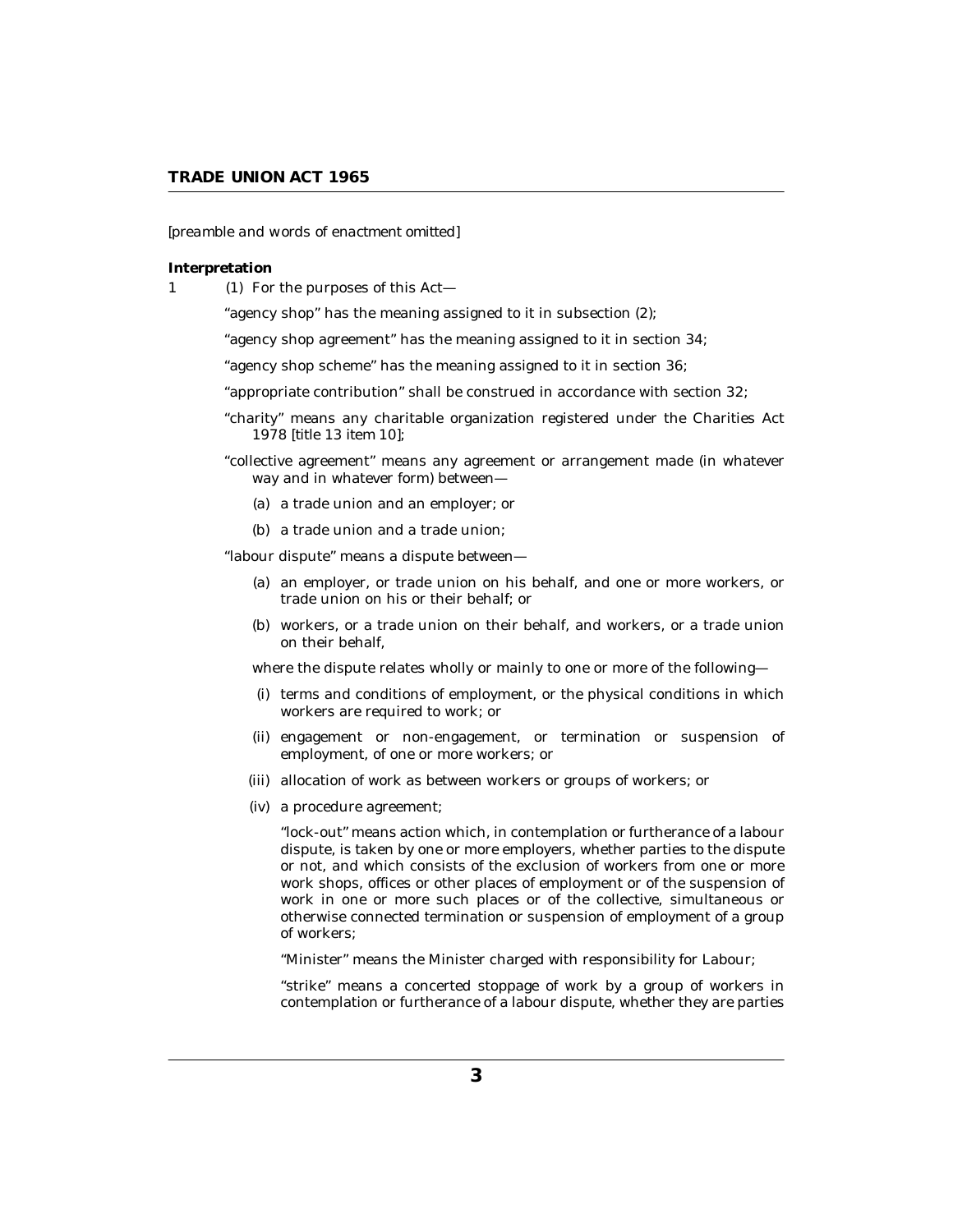# TRADE UNION ACT 1965

*[preamble and words of enactment omitted]*

**Interpretation**

1 (1) For the purposes of this Act—

"agency shop" has the meaning assigned to it in subsection (2);

"agency shop agreement" has the meaning assigned to it in section 34;

"agency shop scheme" has the meaning assigned to it in section 36;

"appropriate contribution" shall be construed in accordance with section 32;

"charity" means any charitable organization registered under the Charities Act 1978 [title 13 item 10];

"collective agreement" means any agreement or arrangement made (in whatever way and in whatever form) between—

(a) a trade union and an employer; or

(b) a trade union and a trade union;

"labour dispute" means a dispute between—

(a) an employer, or trade union on his behalf, and one or more workers, or trade union on his or their behalf; or

(b) workers, or a trade union on their behalf, and workers, or a trade union on their behalf,

where the dispute relates wholly or mainly to one or more of the following—

(i) terms and conditions of employment, or the physical conditions in which workers are required to work; or

(ii) engagement or non-engagement, or termination or suspension of employment, of one or more workers; or

(iii) allocation of work as between workers or groups of workers; or

(iv) a procedure agreement;

"lock-out" means action which, in contemplation or furtherance of a labour dispute, is taken by one or more employers, whether parties to the dispute or not, and which consists of the exclusion of workers from one or more work shops, offices or other places of employment or of the suspension of work in one or more such places or of the collective, simultaneous or otherwise connected termination or suspension of employment of a group of workers;

"Minister" means the Minister charged with responsibility for Labour;

"strike" means a concerted stoppage of work by a group of workers in contemplation or furtherance of a labour dispute, whether they are parties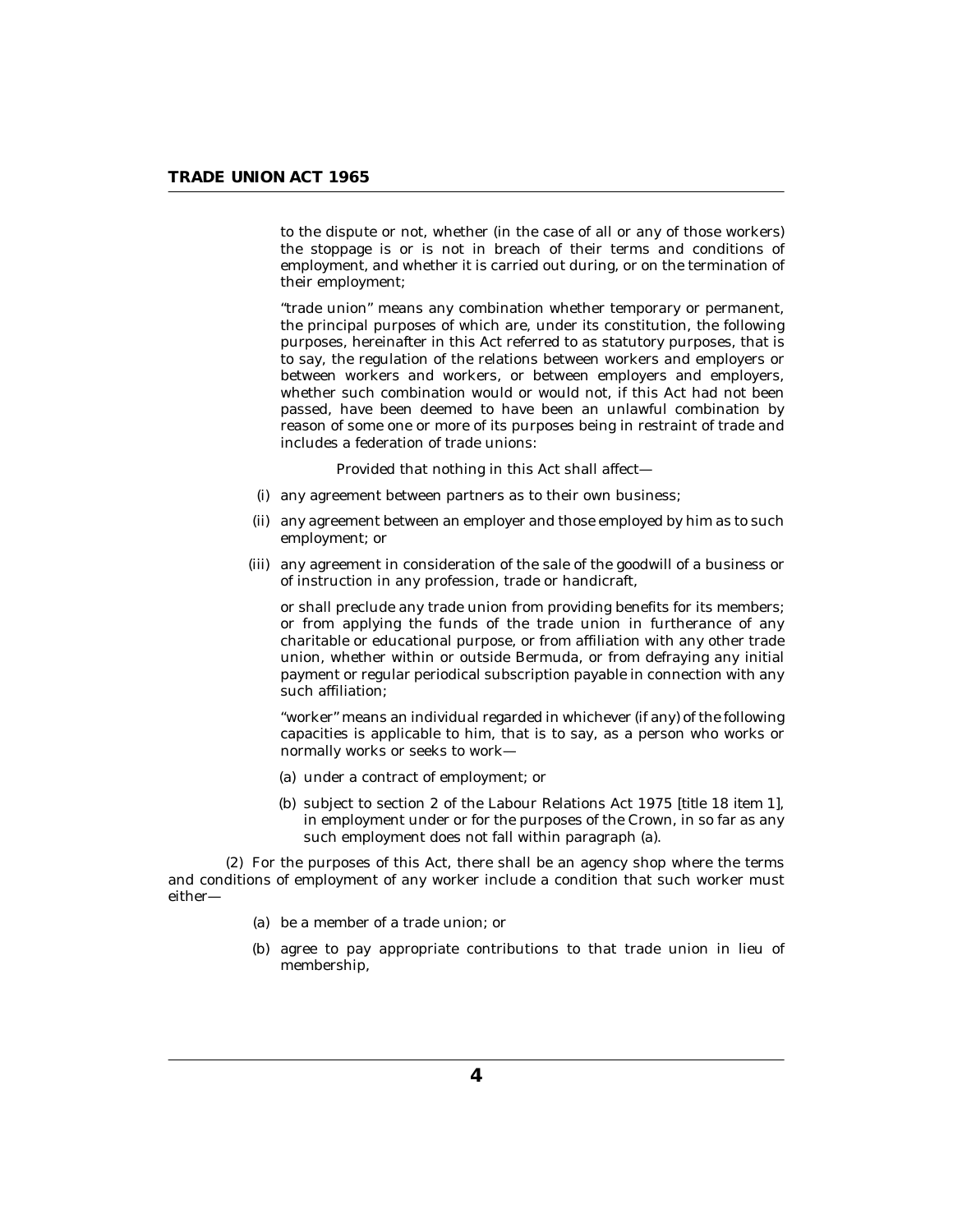to the dispute or not, whether (in the case of all or any of those workers) the stoppage is or is not in breach of their terms and conditions of employment, and whether it is carried out during, or on the termination of their employment;

"trade union" means any combination whether temporary or permanent, the principal purposes of which are, under its constitution, the following purposes, hereinafter in this Act referred to as statutory purposes, that is to say, the regulation of the relations between workers and employers or between workers and workers, or between employers and employers, whether such combination would or would not, if this Act had not been passed, have been deemed to have been an unlawful combination by reason of some one or more of its purposes being in restraint of trade and includes a federation of trade unions:

Provided that nothing in this Act shall affect—

(i) any agreement between partners as to their own business;

(ii) any agreement between an employer and those employed by him as to such employment; or

(iii) any agreement in consideration of the sale of the goodwill of a business or of instruction in any profession, trade or handicraft,

or shall preclude any trade union from providing benefits for its members; or from applying the funds of the trade union in furtherance of any charitable or educational purpose, or from affiliation with any other trade union, whether within or outside Bermuda, or from defraying any initial payment or regular periodical subscription payable in connection with any such affiliation;

"worker" means an individual regarded in whichever (if any) of the following capacities is applicable to him, that is to say, as a person who works or normally works or seeks to work—

(a) under a contract of employment; or

(b) subject to section 2 of the Labour Relations Act 1975 [title 18 item 1], in employment under or for the purposes of the Crown, in so far as any such employment does not fall within paragraph (a).

(2) For the purposes of this Act, there shall be an agency shop where the terms and conditions of employment of any worker include a condition that such worker must either—

(a) be a member of a trade union; or

(b) agree to pay appropriate contributions to that trade union in lieu of membership,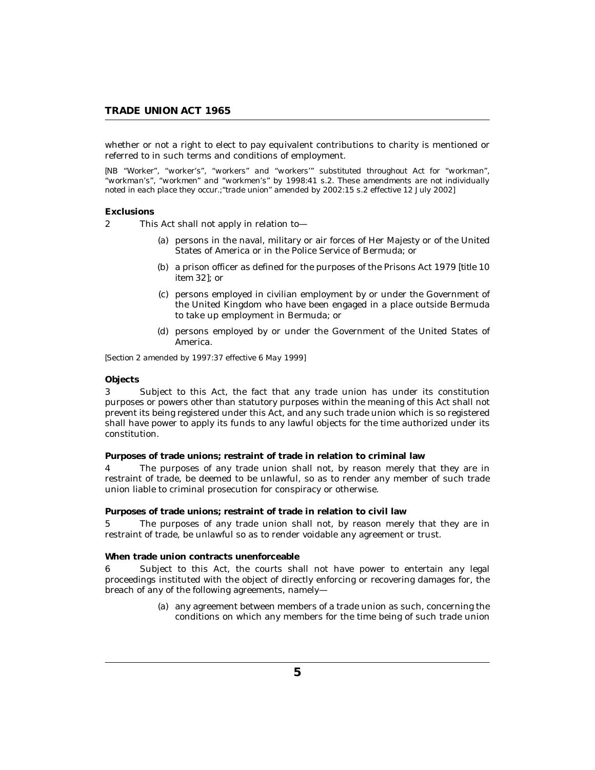whether or not a right to elect to pay equivalent contributions to charity is mentioned or referred to in such terms and conditions of employment.

*[NB "Worker", "worker's", "workers" and "workers'" substituted throughout Act for "workman", "workman's", "workmen" and "workmen's" by 1998:41 s.2. These amendments are not individually noted in each place they occur.;"trade union" amended by 2002:15 s.2 effective 12 July 2002]*

**Exclusions**

2 This Act shall not apply in relation to—

(a) persons in the naval, military or air forces of Her Majesty or of the United States of America or in the Police Service of Bermuda; or

(b) a prison officer as defined for the purposes of the Prisons Act 1979 [title 10 item 32]; or

(c) persons employed in civilian employment by or under the Government of the United Kingdom who have been engaged in a place outside Bermuda to take up employment in Bermuda; or

(d) persons employed by or under the Government of the United States of America.

*[Section 2 amended by 1997:37 effective 6 May 1999]*

**Objects**

3 Subject to this Act, the fact that any trade union has under its constitution purposes or powers other than statutory purposes within the meaning of this Act shall not prevent its being registered under this Act, and any such trade union which is so registered shall have power to apply its funds to any lawful objects for the time authorized under its constitution.

**Purposes of trade unions; restraint of trade in relation to criminal law**

4 The purposes of any trade union shall not, by reason merely that they are in restraint of trade, be deemed to be unlawful, so as to render any member of such trade union liable to criminal prosecution for conspiracy or otherwise.

**Purposes of trade unions; restraint of trade in relation to civil law**

5 The purposes of any trade union shall not, by reason merely that they are in restraint of trade, be unlawful so as to render voidable any agreement or trust.

**When trade union contracts unenforceable**

6 Subject to this Act, the courts shall not have power to entertain any legal proceedings instituted with the object of directly enforcing or recovering damages for, the breach of any of the following agreements, namely—

(a) any agreement between members of a trade union as such, concerning the conditions on which any members for the time being of such trade union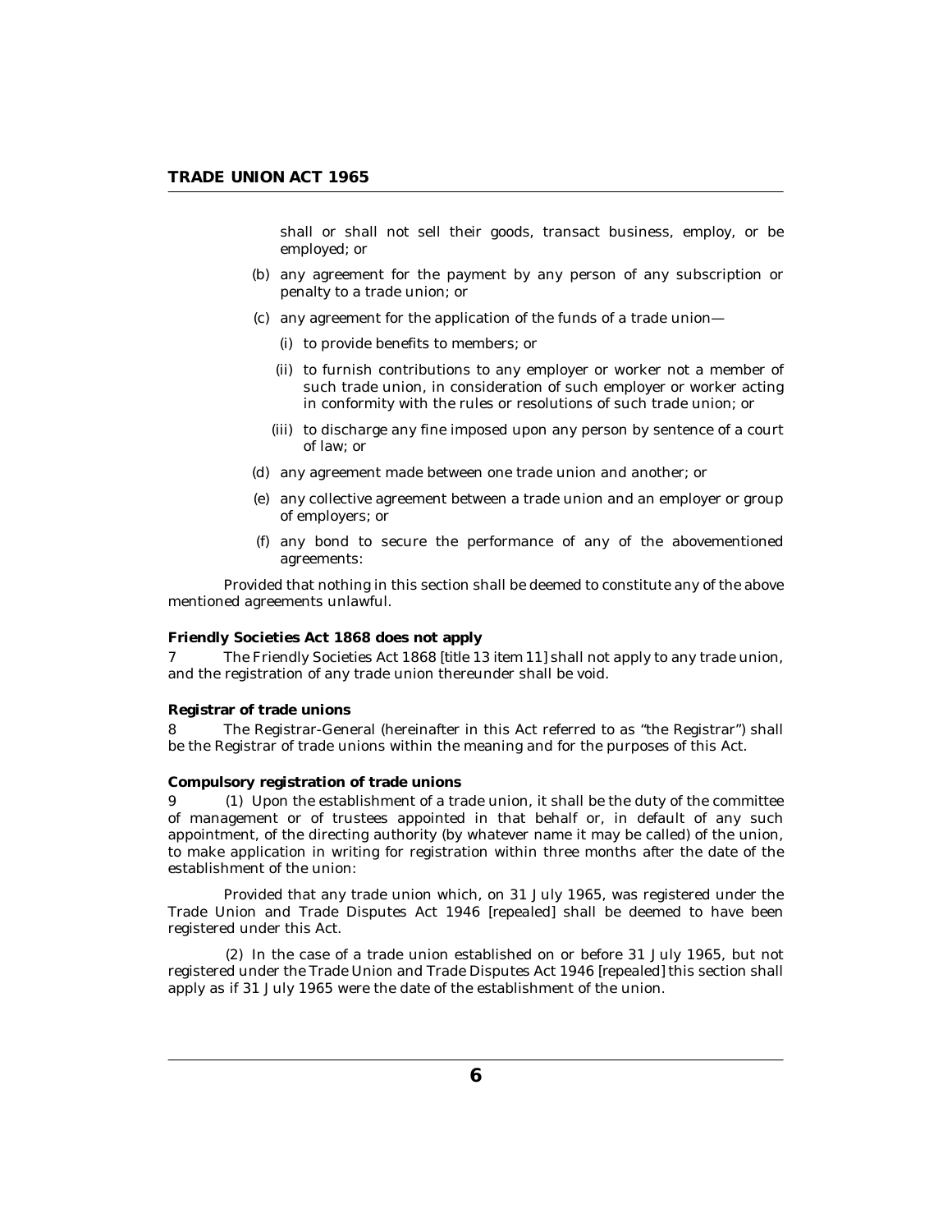shall or shall not sell their goods, transact business, employ, or be employed; or

(b) any agreement for the payment by any person of any subscription or penalty to a trade union; or

(c) any agreement for the application of the funds of a trade union—

(i) to provide benefits to members; or

(ii) to furnish contributions to any employer or worker not a member of such trade union, in consideration of such employer or worker acting in conformity with the rules or resolutions of such trade union; or

(iii) to discharge any fine imposed upon any person by sentence of a court of law; or

(d) any agreement made between one trade union and another; or

(e) any collective agreement between a trade union and an employer or group of employers; or

(f) any bond to secure the performance of any of the abovementioned agreements:

Provided that nothing in this section shall be deemed to constitute any of the above mentioned agreements unlawful.

**Friendly Societies Act 1868 does not apply**

7 The Friendly Societies Act 1868 [title 13 item 11] shall not apply to any trade union, and the registration of any trade union thereunder shall be void.

**Registrar of trade unions**

8 The Registrar-General (hereinafter in this Act referred to as "the Registrar") shall be the Registrar of trade unions within the meaning and for the purposes of this Act.

**Compulsory registration of trade unions**

9 (1) Upon the establishment of a trade union, it shall be the duty of the committee of management or of trustees appointed in that behalf or, in default of any such appointment, of the directing authority (by whatever name it may be called) of the union, to make application in writing for registration within three months after the date of the establishment of the union:

Provided that any trade union which, on 31 July 1965, was registered under the Trade Union and Trade Disputes Act 1946 [repealed] shall be deemed to have been registered under this Act.

(2) In the case of a trade union established on or before 31 July 1965, but not registered under the Trade Union and Trade Disputes Act 1946 [repealed] this section shall apply as if 31 July 1965 were the date of the establishment of the union.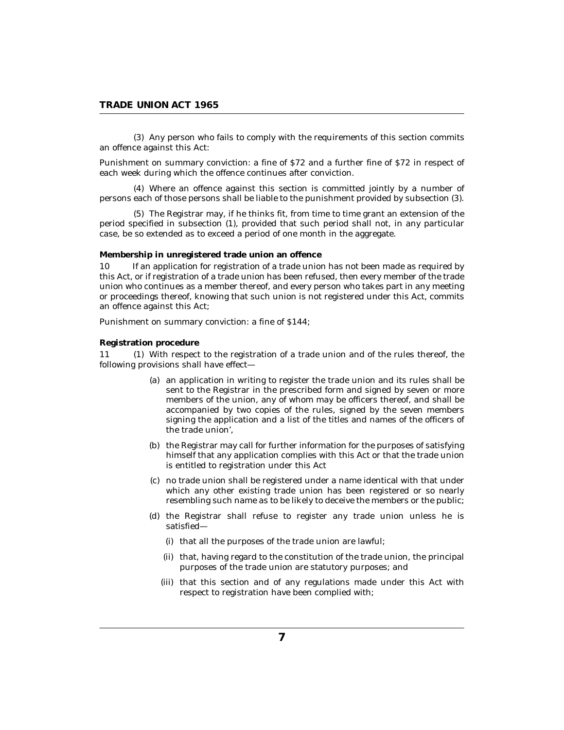(3) Any person who fails to comply with the requirements of this section commits an offence against this Act:

Punishment on summary conviction: a fine of $72 and a further fine of $72 in respect of each week during which the offence continues after conviction.

(4) Where an offence against this section is committed jointly by a number of persons each of those persons shall be liable to the punishment provided by subsection (3).

(5) The Registrar may, if he thinks fit, from time to time grant an extension of the period specified in subsection (1), provided that such period shall not, in any particular case, be so extended as to exceed a period of one month in the aggregate.

**Membership in unregistered trade union an offence**

10 If an application for registration of a trade union has not been made as required by this Act, or if registration of a trade union has been refused, then every member of the trade union who continues as a member thereof, and every person who takes part in any meeting or proceedings thereof, knowing that such union is not registered under this Act, commits an offence against this Act;

Punishment on summary conviction: a fine of $144;

**Registration procedure**

11 (1) With respect to the registration of a trade union and of the rules thereof, the following provisions shall have effect—

(a) an application in writing to register the trade union and its rules shall be sent to the Registrar in the prescribed form and signed by seven or more members of the union, any of whom may be officers thereof, and shall be accompanied by two copies of the rules, signed by the seven members signing the application and a list of the titles and names of the officers of the trade union',

(b) the Registrar may call for further information for the purposes of satisfying himself that any application complies with this Act or that the trade union is entitled to registration under this Act

(c) no trade union shall be registered under a name identical with that under which any other existing trade union has been registered or so nearly resembling such name as to be likely to deceive the members or the public;

(d) the Registrar shall refuse to register any trade union unless he is satisfied—

(i) that all the purposes of the trade union are lawful;

(ii) that, having regard to the constitution of the trade union, the principal purposes of the trade union are statutory purposes; and

(iii) that this section and of any regulations made under this Act with respect to registration have been complied with;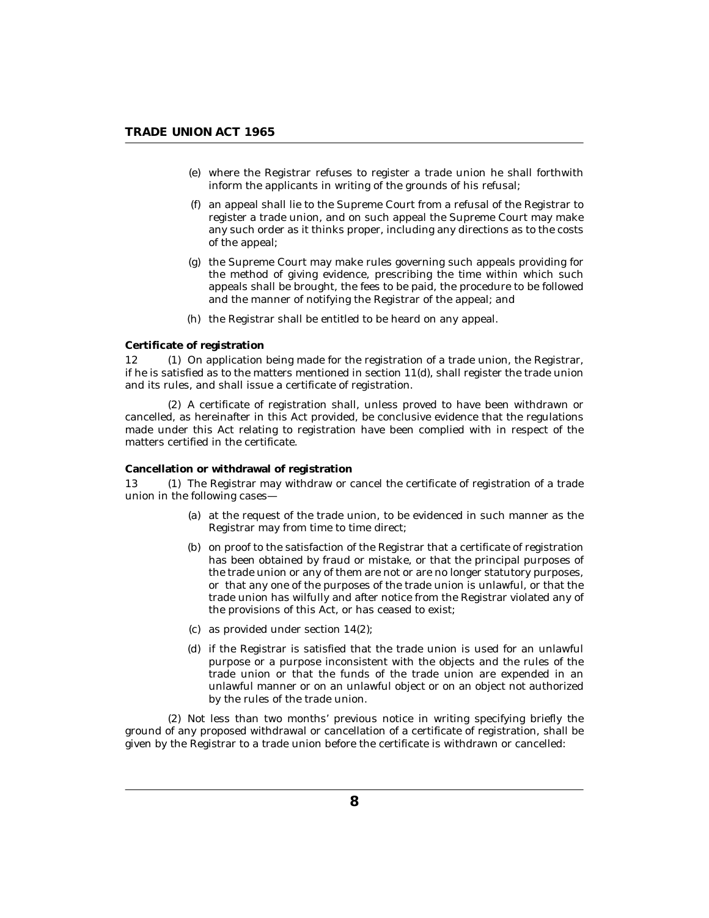(e) where the Registrar refuses to register a trade union he shall forthwith inform the applicants in writing of the grounds of his refusal;

(f) an appeal shall lie to the Supreme Court from a refusal of the Registrar to register a trade union, and on such appeal the Supreme Court may make any such order as it thinks proper, including any directions as to the costs of the appeal;

(g) the Supreme Court may make rules governing such appeals providing for the method of giving evidence, prescribing the time within which such appeals shall be brought, the fees to be paid, the procedure to be followed and the manner of notifying the Registrar of the appeal; and

(h) the Registrar shall be entitled to be heard on any appeal.

**Certificate of registration**

12 (1) On application being made for the registration of a trade union, the Registrar, if he is satisfied as to the matters mentioned in section 11(d), shall register the trade union and its rules, and shall issue a certificate of registration.

(2) A certificate of registration shall, unless proved to have been withdrawn or cancelled, as hereinafter in this Act provided, be conclusive evidence that the regulations made under this Act relating to registration have been complied with in respect of the matters certified in the certificate.

**Cancellation or withdrawal of registration**

13 (1) The Registrar may withdraw or cancel the certificate of registration of a trade union in the following cases—

(a) at the request of the trade union, to be evidenced in such manner as the Registrar may from time to time direct;

(b) on proof to the satisfaction of the Registrar that a certificate of registration has been obtained by fraud or mistake, or that the principal purposes of the trade union or any of them are not or are no longer statutory purposes, or that any one of the purposes of the trade union is unlawful, or that the trade union has wilfully and after notice from the Registrar violated any of the provisions of this Act, or has ceased to exist;

(c) as provided under section 14(2);

(d) if the Registrar is satisfied that the trade union is used for an unlawful purpose or a purpose inconsistent with the objects and the rules of the trade union or that the funds of the trade union are expended in an unlawful manner or on an unlawful object or on an object not authorized by the rules of the trade union.

(2) Not less than two months' previous notice in writing specifying briefly the ground of any proposed withdrawal or cancellation of a certificate of registration, shall be given by the Registrar to a trade union before the certificate is withdrawn or cancelled: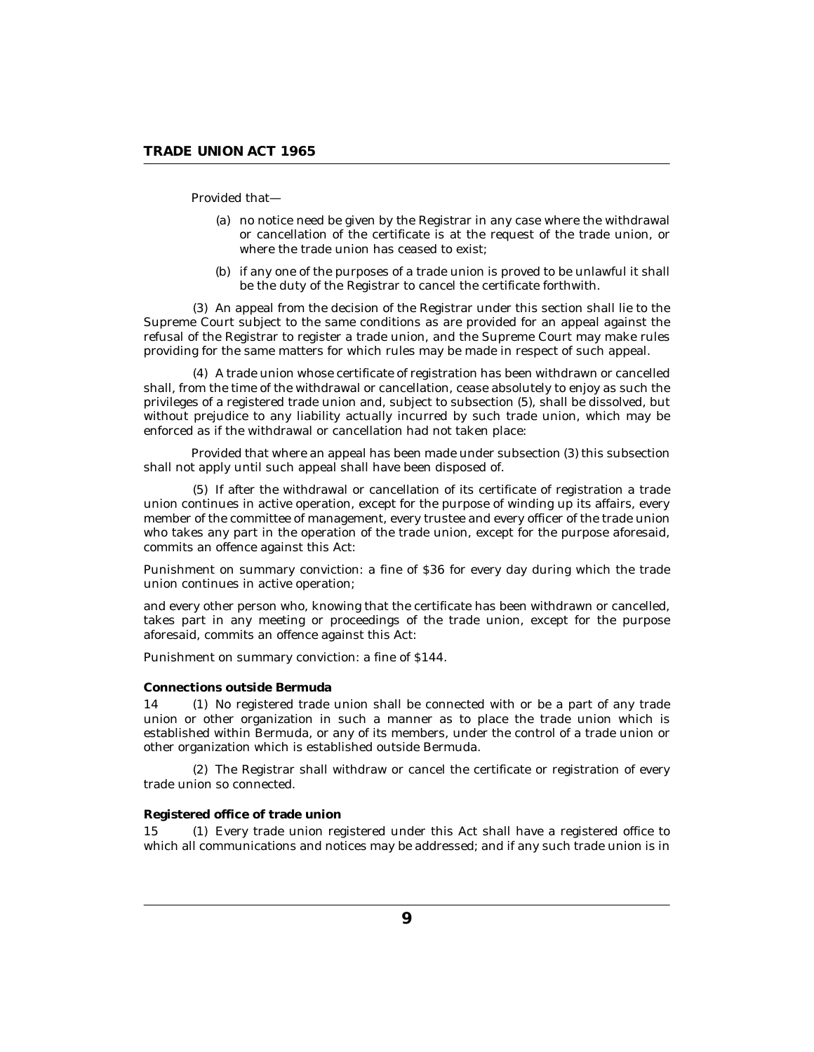Provided that—

(a) no notice need be given by the Registrar in any case where the withdrawal or cancellation of the certificate is at the request of the trade union, or where the trade union has ceased to exist;

(b) if any one of the purposes of a trade union is proved to be unlawful it shall be the duty of the Registrar to cancel the certificate forthwith.

(3) An appeal from the decision of the Registrar under this section shall lie to the Supreme Court subject to the same conditions as are provided for an appeal against the refusal of the Registrar to register a trade union, and the Supreme Court may make rules providing for the same matters for which rules may be made in respect of such appeal.

(4) A trade union whose certificate of registration has been withdrawn or cancelled shall, from the time of the withdrawal or cancellation, cease absolutely to enjoy as such the privileges of a registered trade union and, subject to subsection (5), shall be dissolved, but without prejudice to any liability actually incurred by such trade union, which may be enforced as if the withdrawal or cancellation had not taken place:

Provided that where an appeal has been made under subsection (3) this subsection shall not apply until such appeal shall have been disposed of.

(5) If after the withdrawal or cancellation of its certificate of registration a trade union continues in active operation, except for the purpose of winding up its affairs, every member of the committee of management, every trustee and every officer of the trade union who takes any part in the operation of the trade union, except for the purpose aforesaid, commits an offence against this Act:

Punishment on summary conviction: a fine of $36 for every day during which the trade union continues in active operation;

and every other person who, knowing that the certificate has been withdrawn or cancelled, takes part in any meeting or proceedings of the trade union, except for the purpose aforesaid, commits an offence against this Act:

Punishment on summary conviction: a fine of $144.

**Connections outside Bermuda**

14 (1) No registered trade union shall be connected with or be a part of any trade union or other organization in such a manner as to place the trade union which is established within Bermuda, or any of its members, under the control of a trade union or other organization which is established outside Bermuda.

(2) The Registrar shall withdraw or cancel the certificate or registration of every trade union so connected.

**Registered office of trade union**

15 (1) Every trade union registered under this Act shall have a registered office to which all communications and notices may be addressed; and if any such trade union is in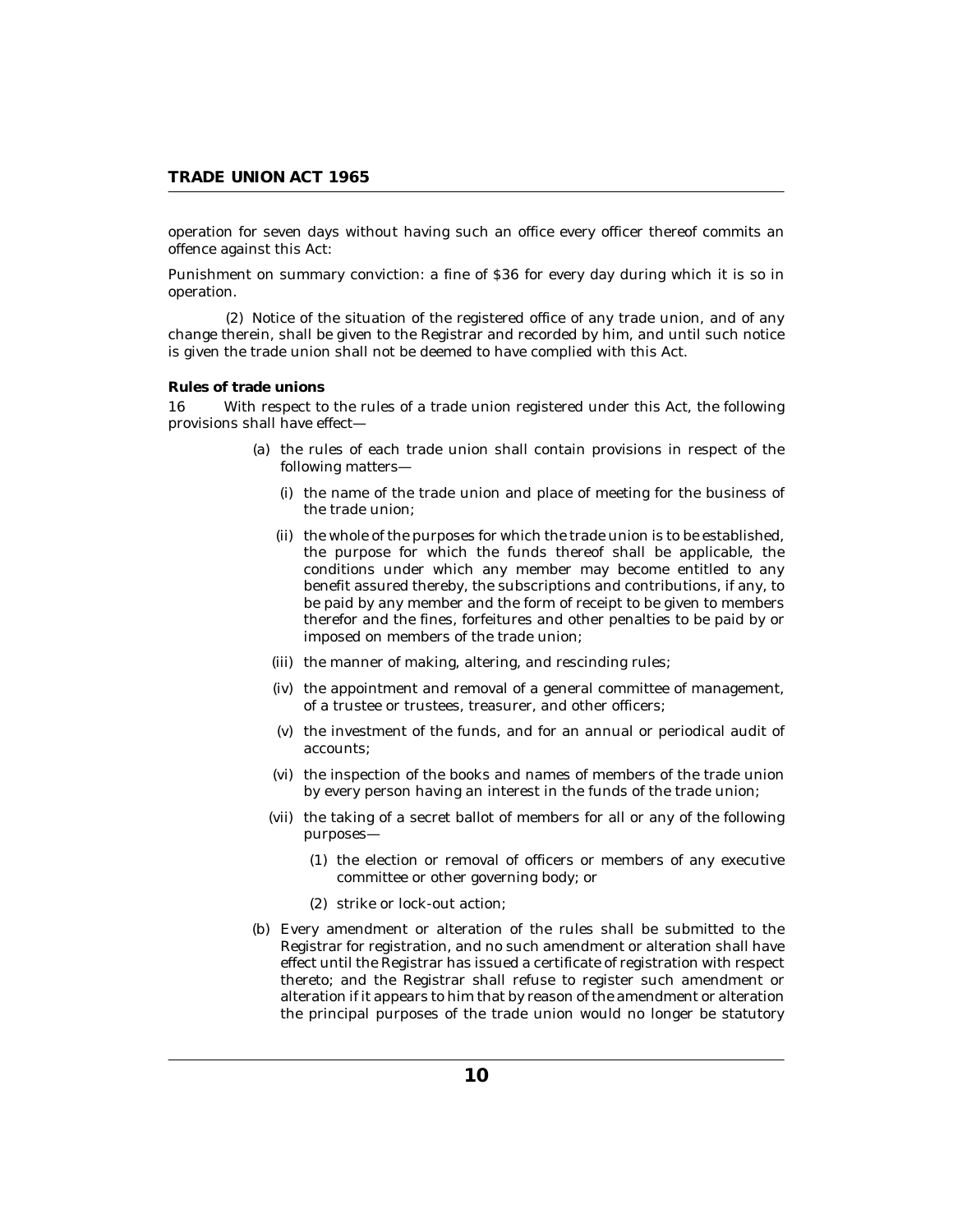operation for seven days without having such an office every officer thereof commits an offence against this Act:

Punishment on summary conviction: a fine of $36 for every day during which it is so in operation.

(2) Notice of the situation of the registered office of any trade union, and of any change therein, shall be given to the Registrar and recorded by him, and until such notice is given the trade union shall not be deemed to have complied with this Act.

**Rules of trade unions**

16 With respect to the rules of a trade union registered under this Act, the following provisions shall have effect—

(a) the rules of each trade union shall contain provisions in respect of the following matters—

(i) the name of the trade union and place of meeting for the business of the trade union;

(ii) the whole of the purposes for which the trade union is to be established, the purpose for which the funds thereof shall be applicable, the conditions under which any member may become entitled to any benefit assured thereby, the subscriptions and contributions, if any, to be paid by any member and the form of receipt to be given to members therefor and the fines, forfeitures and other penalties to be paid by or imposed on members of the trade union;

(iii) the manner of making, altering, and rescinding rules;

(iv) the appointment and removal of a general committee of management, of a trustee or trustees, treasurer, and other officers;

(v) the investment of the funds, and for an annual or periodical audit of accounts;

(vi) the inspection of the books and names of members of the trade union by every person having an interest in the funds of the trade union;

(vii) the taking of a secret ballot of members for all or any of the following purposes—

(1) the election or removal of officers or members of any executive committee or other governing body; or

(2) strike or lock-out action;

(b) Every amendment or alteration of the rules shall be submitted to the Registrar for registration, and no such amendment or alteration shall have effect until the Registrar has issued a certificate of registration with respect thereto; and the Registrar shall refuse to register such amendment or alteration if it appears to him that by reason of the amendment or alteration the principal purposes of the trade union would no longer be statutory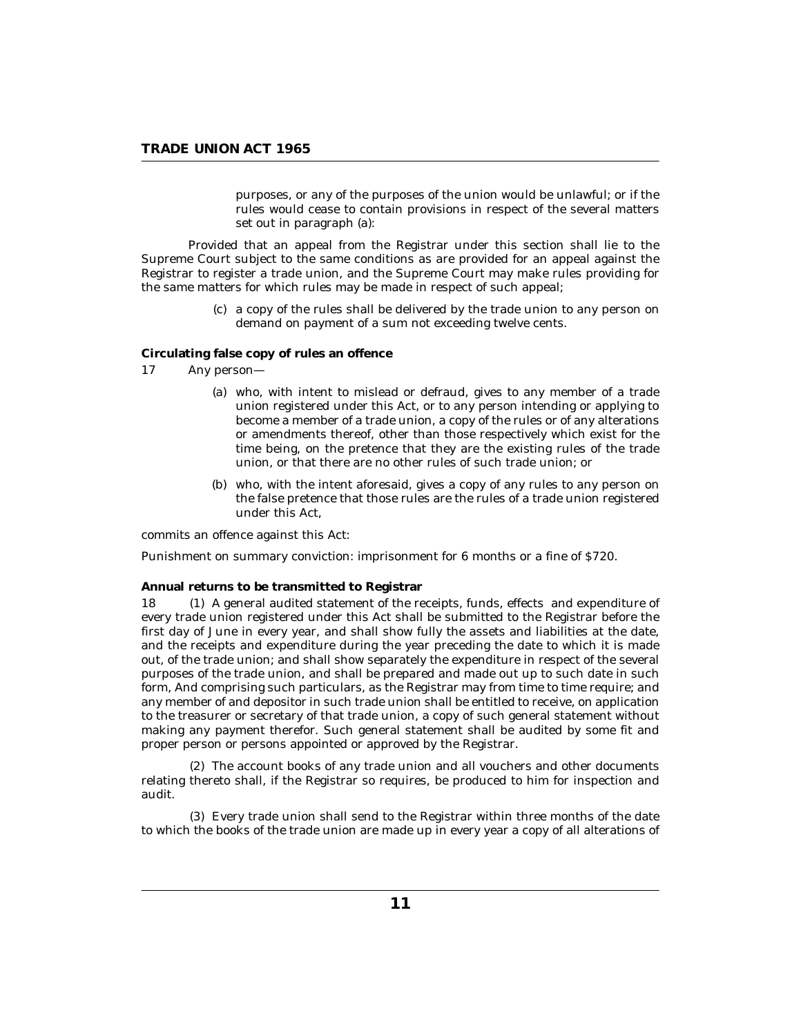purposes, or any of the purposes of the union would be unlawful; or if the rules would cease to contain provisions in respect of the several matters set out in paragraph (a):

Provided that an appeal from the Registrar under this section shall lie to the Supreme Court subject to the same conditions as are provided for an appeal against the Registrar to register a trade union, and the Supreme Court may make rules providing for the same matters for which rules may be made in respect of such appeal;

(c) a copy of the rules shall be delivered by the trade union to any person on demand on payment of a sum not exceeding twelve cents.

**Circulating false copy of rules an offence**

17 Any person—

(a) who, with intent to mislead or defraud, gives to any member of a trade union registered under this Act, or to any person intending or applying to become a member of a trade union, a copy of the rules or of any alterations or amendments thereof, other than those respectively which exist for the time being, on the pretence that they are the existing rules of the trade union, or that there are no other rules of such trade union; or

(b) who, with the intent aforesaid, gives a copy of any rules to any person on the false pretence that those rules are the rules of a trade union registered under this Act,

commits an offence against this Act:

Punishment on summary conviction: imprisonment for 6 months or a fine of $720.

**Annual returns to be transmitted to Registrar**

18 (1) A general audited statement of the receipts, funds, effects and expenditure of every trade union registered under this Act shall be submitted to the Registrar before the first day of June in every year, and shall show fully the assets and liabilities at the date, and the receipts and expenditure during the year preceding the date to which it is made out, of the trade union; and shall show separately the expenditure in respect of the several purposes of the trade union, and shall be prepared and made out up to such date in such form, And comprising such particulars, as the Registrar may from time to time require; and any member of and depositor in such trade union shall be entitled to receive, on application to the treasurer or secretary of that trade union, a copy of such general statement without making any payment therefor. Such general statement shall be audited by some fit and proper person or persons appointed or approved by the Registrar.

(2) The account books of any trade union and all vouchers and other documents relating thereto shall, if the Registrar so requires, be produced to him for inspection and audit.

(3) Every trade union shall send to the Registrar within three months of the date to which the books of the trade union are made up in every year a copy of all alterations of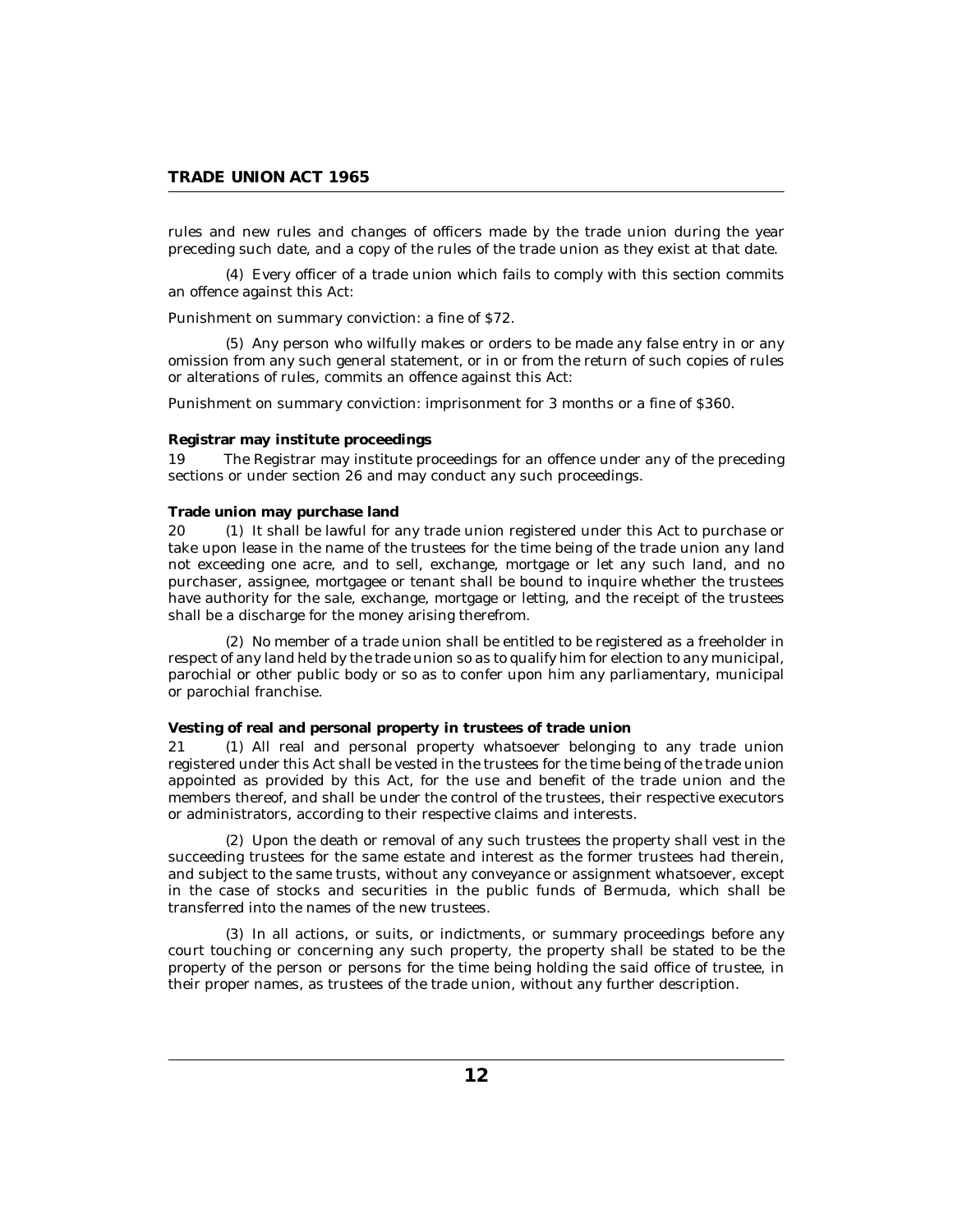rules and new rules and changes of officers made by the trade union during the year preceding such date, and a copy of the rules of the trade union as they exist at that date.

(4) Every officer of a trade union which fails to comply with this section commits an offence against this Act:

Punishment on summary conviction: a fine of $72.

(5) Any person who wilfully makes or orders to be made any false entry in or any omission from any such general statement, or in or from the return of such copies of rules or alterations of rules, commits an offence against this Act:

Punishment on summary conviction: imprisonment for 3 months or a fine of $360.

**Registrar may institute proceedings**

19 The Registrar may institute proceedings for an offence under any of the preceding sections or under section 26 and may conduct any such proceedings.

**Trade union may purchase land**

20 (1) It shall be lawful for any trade union registered under this Act to purchase or take upon lease in the name of the trustees for the time being of the trade union any land not exceeding one acre, and to sell, exchange, mortgage or let any such land, and no purchaser, assignee, mortgagee or tenant shall be bound to inquire whether the trustees have authority for the sale, exchange, mortgage or letting, and the receipt of the trustees shall be a discharge for the money arising therefrom.

(2) No member of a trade union shall be entitled to be registered as a freeholder in respect of any land held by the trade union so as to qualify him for election to any municipal, parochial or other public body or so as to confer upon him any parliamentary, municipal or parochial franchise.

**Vesting of real and personal property in trustees of trade union**

21 (1) All real and personal property whatsoever belonging to any trade union registered under this Act shall be vested in the trustees for the time being of the trade union appointed as provided by this Act, for the use and benefit of the trade union and the members thereof, and shall be under the control of the trustees, their respective executors or administrators, according to their respective claims and interests.

(2) Upon the death or removal of any such trustees the property shall vest in the succeeding trustees for the same estate and interest as the former trustees had therein, and subject to the same trusts, without any conveyance or assignment whatsoever, except in the case of stocks and securities in the public funds of Bermuda, which shall be transferred into the names of the new trustees.

(3) In all actions, or suits, or indictments, or summary proceedings before any court touching or concerning any such property, the property shall be stated to be the property of the person or persons for the time being holding the said office of trustee, in their proper names, as trustees of the trade union, without any further description.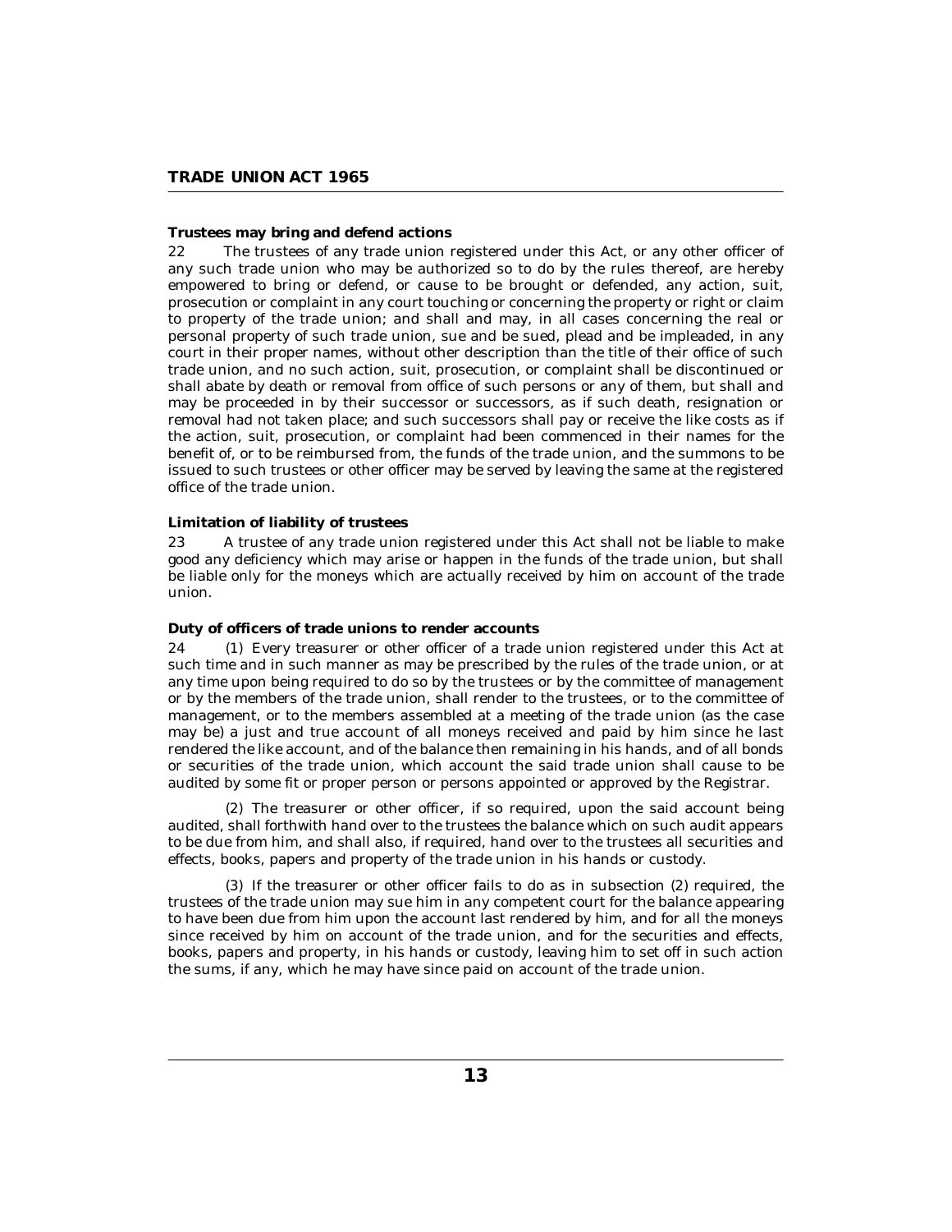**Trustees may bring and defend actions**

22 The trustees of any trade union registered under this Act, or any other officer of any such trade union who may be authorized so to do by the rules thereof, are hereby empowered to bring or defend, or cause to be brought or defended, any action, suit, prosecution or complaint in any court touching or concerning the property or right or claim to property of the trade union; and shall and may, in all cases concerning the real or personal property of such trade union, sue and be sued, plead and be impleaded, in any court in their proper names, without other description than the title of their office of such trade union, and no such action, suit, prosecution, or complaint shall be discontinued or shall abate by death or removal from office of such persons or any of them, but shall and may be proceeded in by their successor or successors, as if such death, resignation or removal had not taken place; and such successors shall pay or receive the like costs as if the action, suit, prosecution, or complaint had been commenced in their names for the benefit of, or to be reimbursed from, the funds of the trade union, and the summons to be issued to such trustees or other officer may be served by leaving the same at the registered office of the trade union.

**Limitation of liability of trustees**

23 A trustee of any trade union registered under this Act shall not be liable to make good any deficiency which may arise or happen in the funds of the trade union, but shall be liable only for the moneys which are actually received by him on account of the trade union.

**Duty of officers of trade unions to render accounts**

24 (1) Every treasurer or other officer of a trade union registered under this Act at such time and in such manner as may be prescribed by the rules of the trade union, or at any time upon being required to do so by the trustees or by the committee of management or by the members of the trade union, shall render to the trustees, or to the committee of management, or to the members assembled at a meeting of the trade union (as the case may be) a just and true account of all moneys received and paid by him since he last rendered the like account, and of the balance then remaining in his hands, and of all bonds or securities of the trade union, which account the said trade union shall cause to be audited by some fit or proper person or persons appointed or approved by the Registrar.

(2) The treasurer or other officer, if so required, upon the said account being audited, shall forthwith hand over to the trustees the balance which on such audit appears to be due from him, and shall also, if required, hand over to the trustees all securities and effects, books, papers and property of the trade union in his hands or custody.

(3) If the treasurer or other officer fails to do as in subsection (2) required, the trustees of the trade union may sue him in any competent court for the balance appearing to have been due from him upon the account last rendered by him, and for all the moneys since received by him on account of the trade union, and for the securities and effects, books, papers and property, in his hands or custody, leaving him to set off in such action the sums, if any, which he may have since paid on account of the trade union.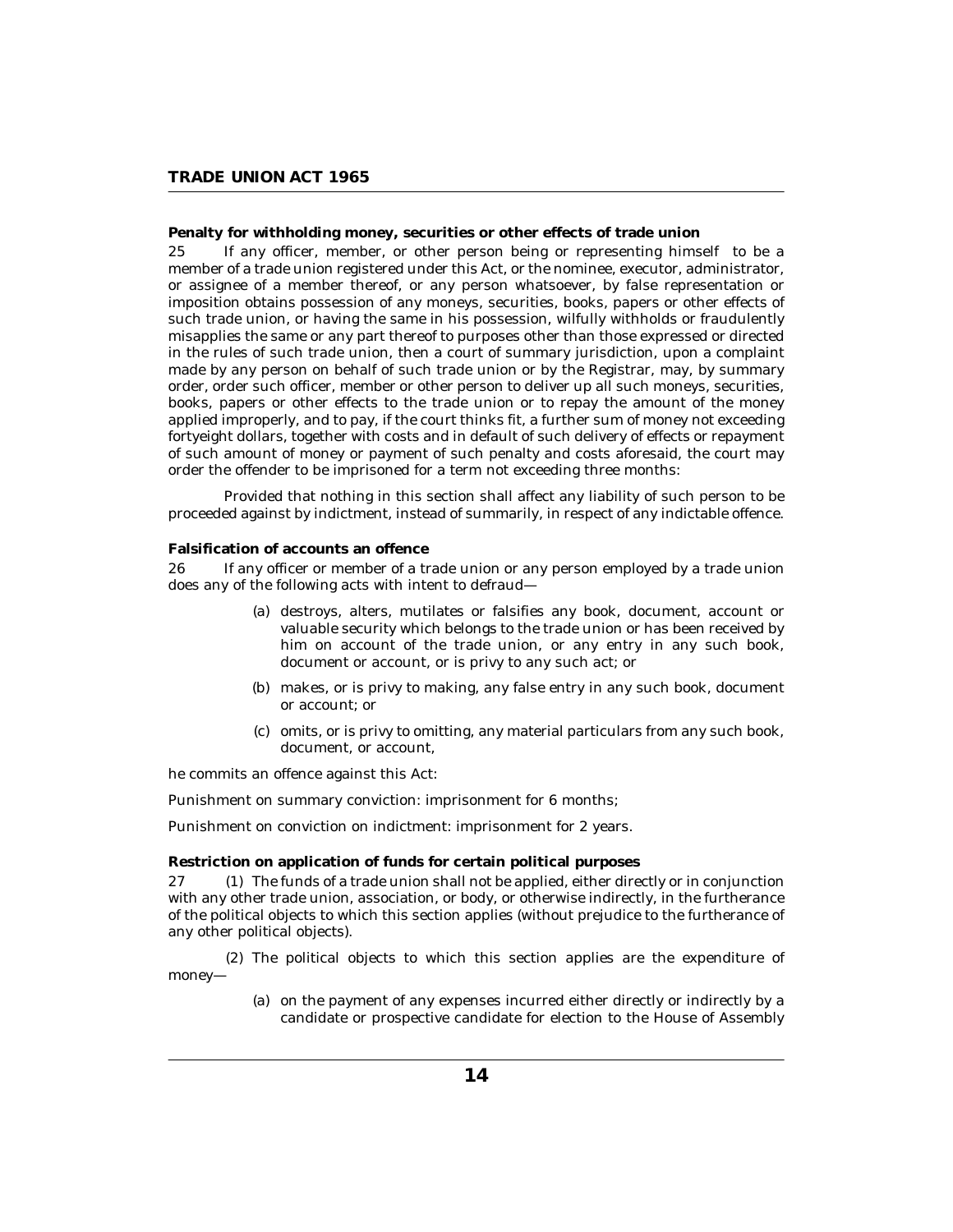**Penalty for withholding money, securities or other effects of trade union**

25 If any officer, member, or other person being or representing himself to be a member of a trade union registered under this Act, or the nominee, executor, administrator, or assignee of a member thereof, or any person whatsoever, by false representation or imposition obtains possession of any moneys, securities, books, papers or other effects of such trade union, or having the same in his possession, wilfully withholds or fraudulently misapplies the same or any part thereof to purposes other than those expressed or directed in the rules of such trade union, then a court of summary jurisdiction, upon a complaint made by any person on behalf of such trade union or by the Registrar, may, by summary order, order such officer, member or other person to deliver up all such moneys, securities, books, papers or other effects to the trade union or to repay the amount of the money applied improperly, and to pay, if the court thinks fit, a further sum of money not exceeding fortyeight dollars, together with costs and in default of such delivery of effects or repayment of such amount of money or payment of such penalty and costs aforesaid, the court may order the offender to be imprisoned for a term not exceeding three months:

Provided that nothing in this section shall affect any liability of such person to be proceeded against by indictment, instead of summarily, in respect of any indictable offence.

**Falsification of accounts an offence**

26 If any officer or member of a trade union or any person employed by a trade union does any of the following acts with intent to defraud—

(a) destroys, alters, mutilates or falsifies any book, document, account or valuable security which belongs to the trade union or has been received by him on account of the trade union, or any entry in any such book, document or account, or is privy to any such act; or

(b) makes, or is privy to making, any false entry in any such book, document or account; or

(c) omits, or is privy to omitting, any material particulars from any such book, document, or account,

he commits an offence against this Act:

Punishment on summary conviction: imprisonment for 6 months;

Punishment on conviction on indictment: imprisonment for 2 years.

**Restriction on application of funds for certain political purposes**

27 (1) The funds of a trade union shall not be applied, either directly or in conjunction with any other trade union, association, or body, or otherwise indirectly, in the furtherance of the political objects to which this section applies (without prejudice to the furtherance of any other political objects).

(2) The political objects to which this section applies are the expenditure of money—

(a) on the payment of any expenses incurred either directly or indirectly by a candidate or prospective candidate for election to the House of Assembly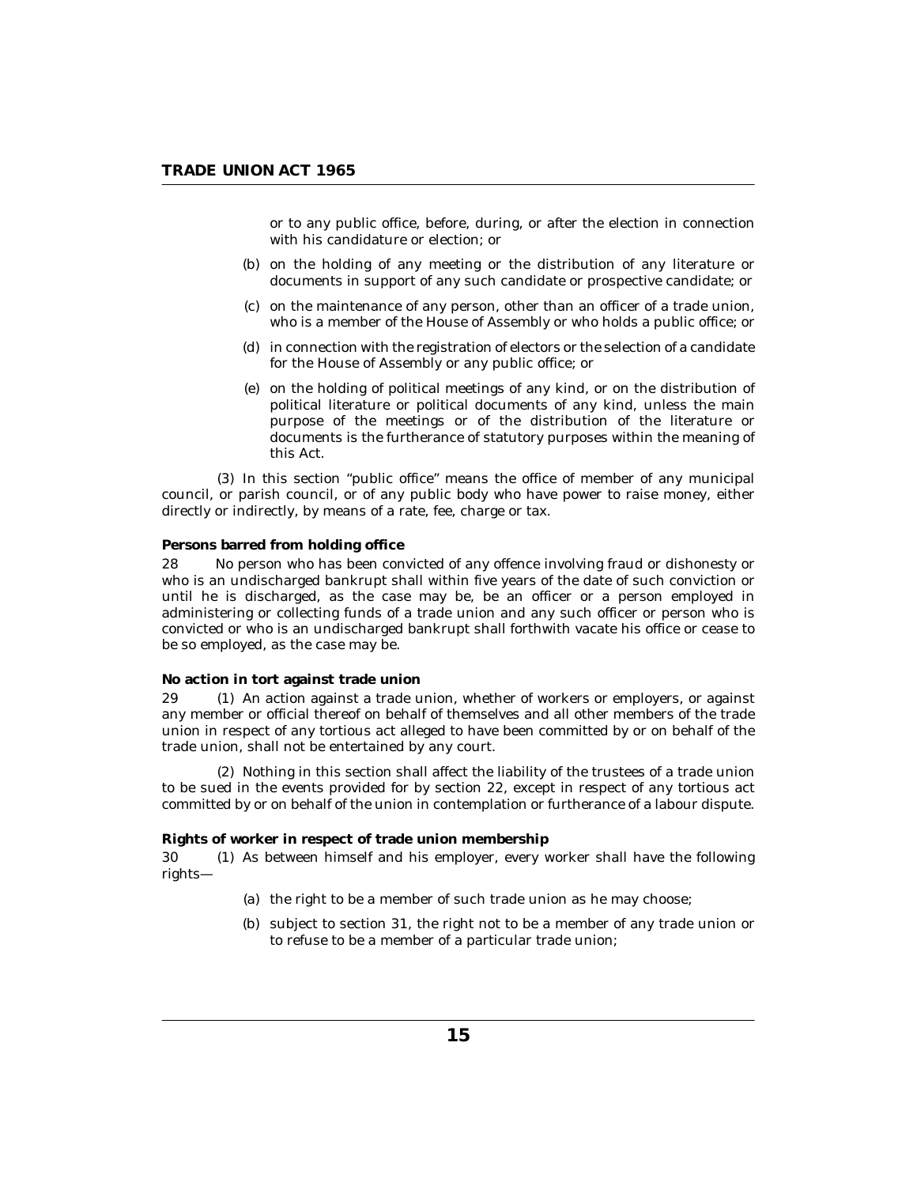or to any public office, before, during, or after the election in connection with his candidature or election; or

(b) on the holding of any meeting or the distribution of any literature or documents in support of any such candidate or prospective candidate; or

(c) on the maintenance of any person, other than an officer of a trade union, who is a member of the House of Assembly or who holds a public office; or

(d) in connection with the registration of electors or the selection of a candidate for the House of Assembly or any public office; or

(e) on the holding of political meetings of any kind, or on the distribution of political literature or political documents of any kind, unless the main purpose of the meetings or of the distribution of the literature or documents is the furtherance of statutory purposes within the meaning of this Act.

(3) In this section "public office" means the office of member of any municipal council, or parish council, or of any public body who have power to raise money, either directly or indirectly, by means of a rate, fee, charge or tax.

**Persons barred from holding office**

28 No person who has been convicted of any offence involving fraud or dishonesty or who is an undischarged bankrupt shall within five years of the date of such conviction or until he is discharged, as the case may be, be an officer or a person employed in administering or collecting funds of a trade union and any such officer or person who is convicted or who is an undischarged bankrupt shall forthwith vacate his office or cease to be so employed, as the case may be.

**No action in tort against trade union**

29 (1) An action against a trade union, whether of workers or employers, or against any member or official thereof on behalf of themselves and all other members of the trade union in respect of any tortious act alleged to have been committed by or on behalf of the trade union, shall not be entertained by any court.

(2) Nothing in this section shall affect the liability of the trustees of a trade union to be sued in the events provided for by section 22, except in respect of any tortious act committed by or on behalf of the union in contemplation or furtherance of a labour dispute.

**Rights of worker in respect of trade union membership**

30 (1) As between himself and his employer, every worker shall have the following rights—

(a) the right to be a member of such trade union as he may choose;

(b) subject to section 31, the right not to be a member of any trade union or to refuse to be a member of a particular trade union;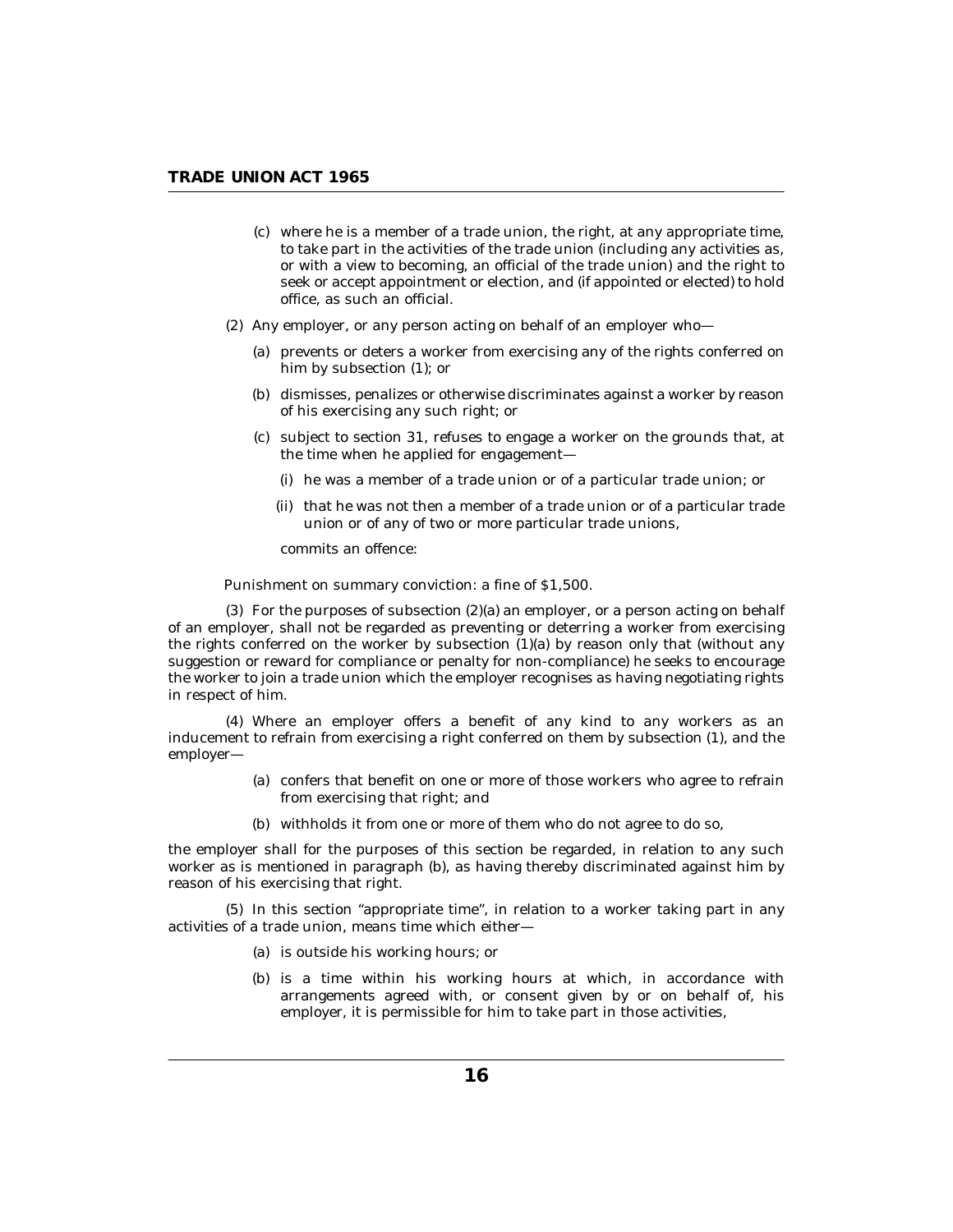(c) where he is a member of a trade union, the right, at any appropriate time, to take part in the activities of the trade union (including any activities as, or with a view to becoming, an official of the trade union) and the right to seek or accept appointment or election, and (if appointed or elected) to hold office, as such an official.

(2) Any employer, or any person acting on behalf of an employer who—

(a) prevents or deters a worker from exercising any of the rights conferred on him by subsection (1); or

(b) dismisses, penalizes or otherwise discriminates against a worker by reason of his exercising any such right; or

(c) subject to section 31, refuses to engage a worker on the grounds that, at the time when he applied for engagement—

(i) he was a member of a trade union or of a particular trade union; or

(ii) that he was not then a member of a trade union or of a particular trade union or of any of two or more particular trade unions,

commits an offence:

Punishment on summary conviction: a fine of $1,500.

(3) For the purposes of subsection (2)(a) an employer, or a person acting on behalf of an employer, shall not be regarded as preventing or deterring a worker from exercising the rights conferred on the worker by subsection (1)(a) by reason only that (without any suggestion or reward for compliance or penalty for non-compliance) he seeks to encourage the worker to join a trade union which the employer recognises as having negotiating rights in respect of him.

(4) Where an employer offers a benefit of any kind to any workers as an inducement to refrain from exercising a right conferred on them by subsection (1), and the employer—

(a) confers that benefit on one or more of those workers who agree to refrain from exercising that right; and

(b) withholds it from one or more of them who do not agree to do so,

the employer shall for the purposes of this section be regarded, in relation to any such worker as is mentioned in paragraph (b), as having thereby discriminated against him by reason of his exercising that right.

(5) In this section "appropriate time", in relation to a worker taking part in any activities of a trade union, means time which either—

(a) is outside his working hours; or

(b) is a time within his working hours at which, in accordance with arrangements agreed with, or consent given by or on behalf of, his employer, it is permissible for him to take part in those activities,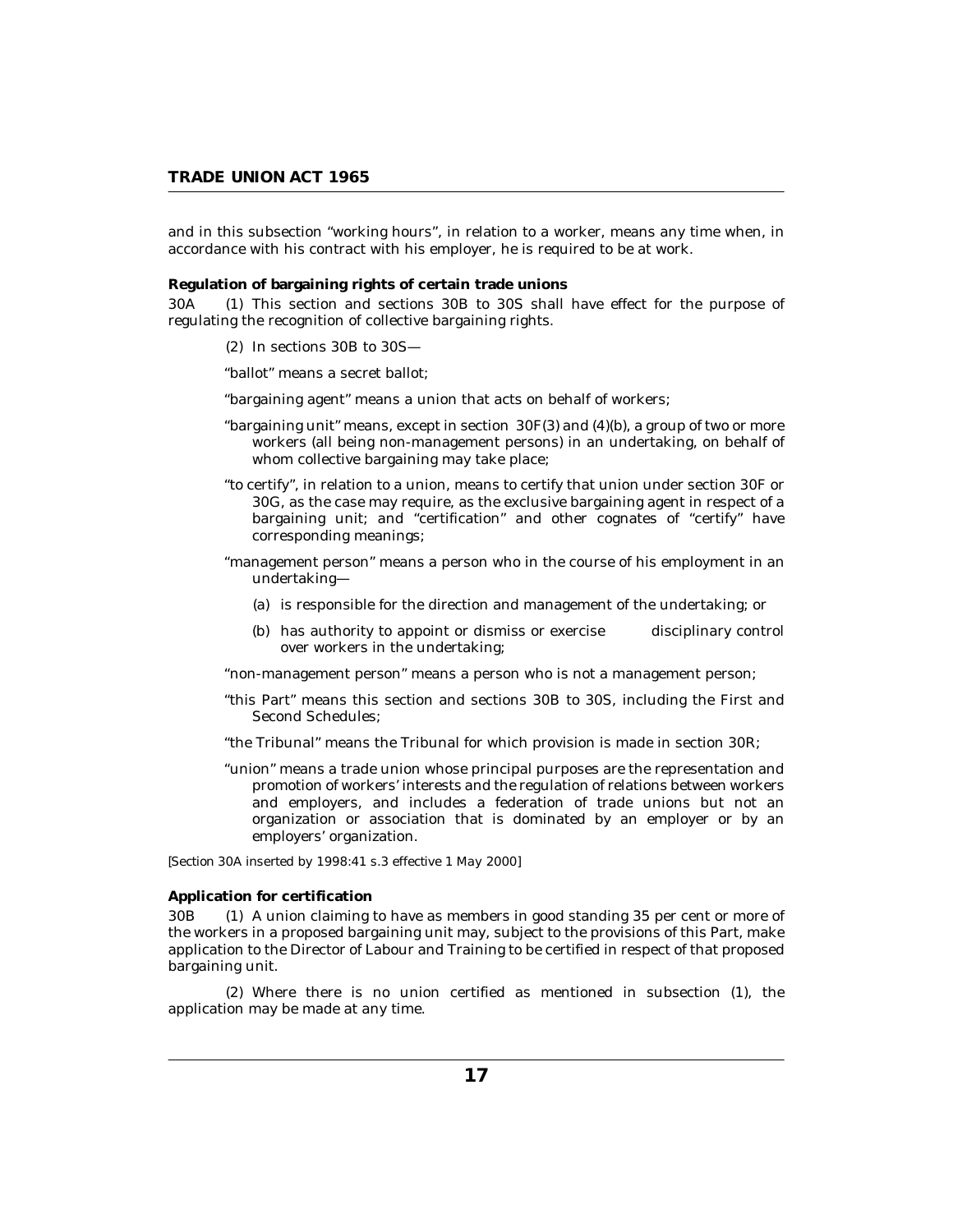and in this subsection “working hours”, in relation to a worker, means any time when, in accordance with his contract with his employer, he is required to be at work.

**Regulation of bargaining rights of certain trade unions**

30A (1) This section and sections 30B to 30S shall have effect for the purpose of regulating the recognition of collective bargaining rights.

(2) In sections 30B to 30S—

“ballot” means a secret ballot;

“bargaining agent” means a union that acts on behalf of workers;

“bargaining unit” means, except in section 30F(3) and (4)(b), a group of two or more workers (all being non-management persons) in an undertaking, on behalf of whom collective bargaining may take place;

“to certify”, in relation to a union, means to certify that union under section 30F or 30G, as the case may require, as the exclusive bargaining agent in respect of a bargaining unit; and “certification” and other cognates of “certify” have corresponding meanings;

“management person” means a person who in the course of his employment in an undertaking—

(a) is responsible for the direction and management of the undertaking; or

(b) has authority to appoint or dismiss or exercise disciplinary control over workers in the undertaking;

“non-management person” means a person who is not a management person;

“this Part” means this section and sections 30B to 30S, including the First and Second Schedules;

“the Tribunal” means the Tribunal for which provision is made in section 30R;

“union” means a trade union whose principal purposes are the representation and promotion of workers’ interests and the regulation of relations between workers and employers, and includes a federation of trade unions but not an organization or association that is dominated by an employer or by an employers’ organization.

*[Section 30A inserted by 1998:41 s.3 effective 1 May 2000]*

**Application for certification**

30B (1) A union claiming to have as members in good standing 35 per cent or more of the workers in a proposed bargaining unit may, subject to the provisions of this Part, make application to the Director of Labour and Training to be certified in respect of that proposed bargaining unit.

(2) Where there is no union certified as mentioned in subsection (1), the application may be made at any time.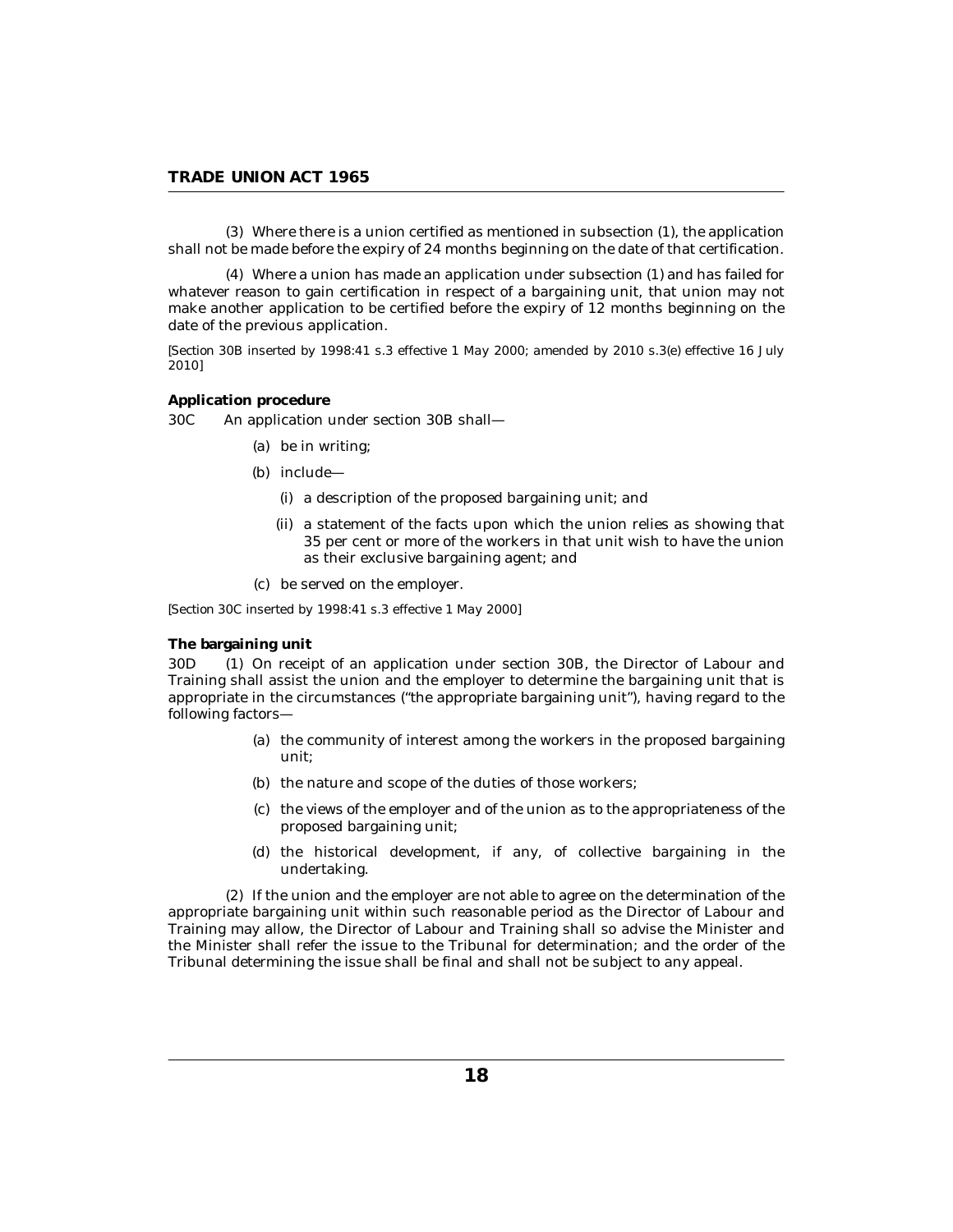(3) Where there is a union certified as mentioned in subsection (1), the application shall not be made before the expiry of 24 months beginning on the date of that certification.

(4) Where a union has made an application under subsection (1) and has failed for whatever reason to gain certification in respect of a bargaining unit, that union may not make another application to be certified before the expiry of 12 months beginning on the date of the previous application.

[Section 30B inserted by 1998:41 s.3 effective 1 May 2000; amended by 2010 s.3(e) effective 16 July 2010]

**Application procedure**

30C An application under section 30B shall—

(a) be in writing;

(b) include—

(i) a description of the proposed bargaining unit; and

(ii) a statement of the facts upon which the union relies as showing that 35 per cent or more of the workers in that unit wish to have the union as their exclusive bargaining agent; and

(c) be served on the employer.

[Section 30C inserted by 1998:41 s.3 effective 1 May 2000]

**The bargaining unit**

30D (1) On receipt of an application under section 30B, the Director of Labour and Training shall assist the union and the employer to determine the bargaining unit that is appropriate in the circumstances ("the appropriate bargaining unit"), having regard to the following factors—

(a) the community of interest among the workers in the proposed bargaining unit;

(b) the nature and scope of the duties of those workers;

(c) the views of the employer and of the union as to the appropriateness of the proposed bargaining unit;

(d) the historical development, if any, of collective bargaining in the undertaking.

(2) If the union and the employer are not able to agree on the determination of the appropriate bargaining unit within such reasonable period as the Director of Labour and Training may allow, the Director of Labour and Training shall so advise the Minister and the Minister shall refer the issue to the Tribunal for determination; and the order of the Tribunal determining the issue shall be final and shall not be subject to any appeal.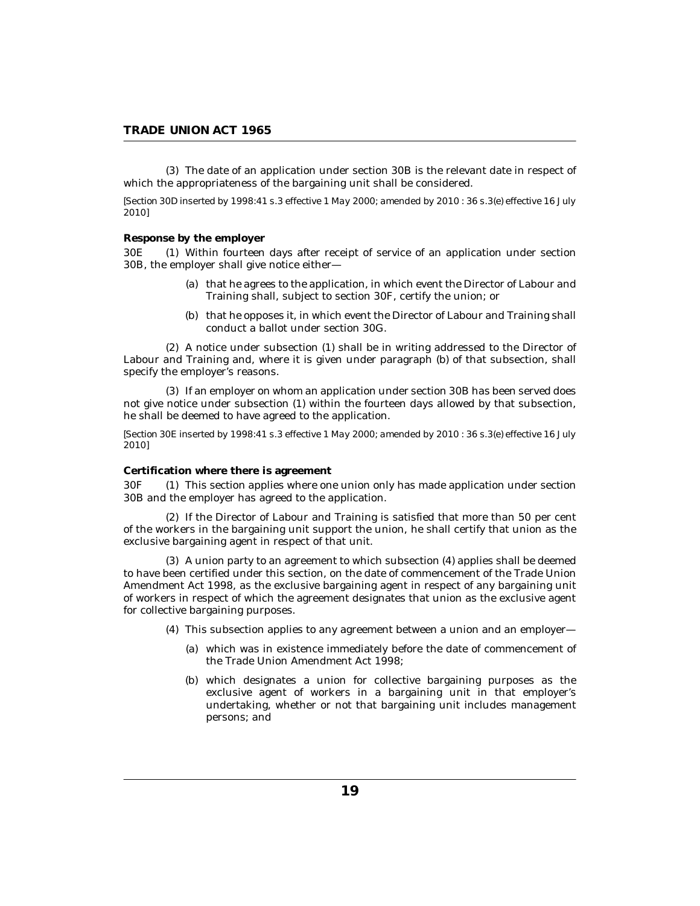(3) The date of an application under section 30B is the relevant date in respect of which the appropriateness of the bargaining unit shall be considered.

*[Section 30D inserted by 1998:41 s.3 effective 1 May 2000; amended by 2010 : 36 s.3(e) effective 16 July 2010]*

**Response by the employer**

30E (1) Within fourteen days after receipt of service of an application under section 30B, the employer shall give notice either—

(a) that he agrees to the application, in which event the Director of Labour and Training shall, subject to section 30F, certify the union; or

(b) that he opposes it, in which event the Director of Labour and Training shall conduct a ballot under section 30G.

(2) A notice under subsection (1) shall be in writing addressed to the Director of Labour and Training and, where it is given under paragraph (b) of that subsection, shall specify the employer's reasons.

(3) If an employer on whom an application under section 30B has been served does not give notice under subsection (1) within the fourteen days allowed by that subsection, he shall be deemed to have agreed to the application.

*[Section 30E inserted by 1998:41 s.3 effective 1 May 2000; amended by 2010 : 36 s.3(e) effective 16 July 2010]*

**Certification where there is agreement**

30F (1) This section applies where one union only has made application under section 30B and the employer has agreed to the application.

(2) If the Director of Labour and Training is satisfied that more than 50 per cent of the workers in the bargaining unit support the union, he shall certify that union as the exclusive bargaining agent in respect of that unit.

(3) A union party to an agreement to which subsection (4) applies shall be deemed to have been certified under this section, on the date of commencement of the Trade Union Amendment Act 1998, as the exclusive bargaining agent in respect of any bargaining unit of workers in respect of which the agreement designates that union as the exclusive agent for collective bargaining purposes.

(4) This subsection applies to any agreement between a union and an employer—

(a) which was in existence immediately before the date of commencement of the Trade Union Amendment Act 1998;

(b) which designates a union for collective bargaining purposes as the exclusive agent of workers in a bargaining unit in that employer's undertaking, whether or not that bargaining unit includes management persons; and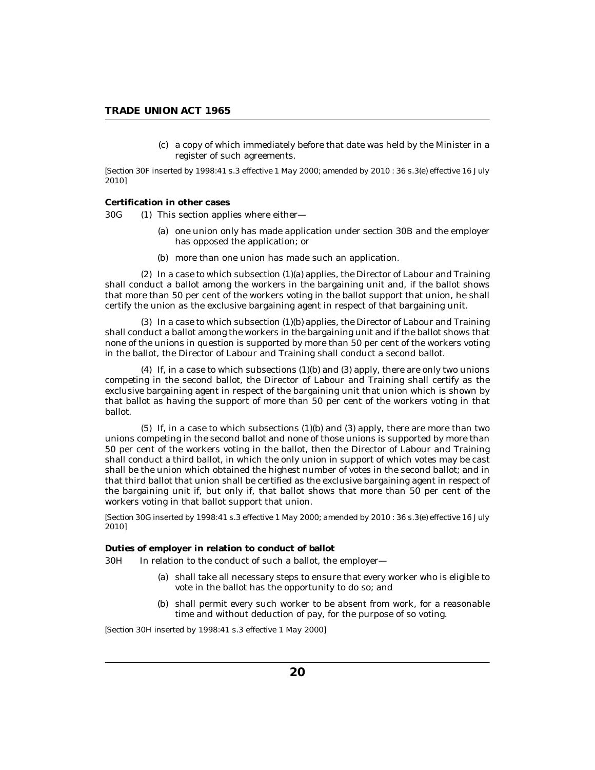(c) a copy of which immediately before that date was held by the Minister in a register of such agreements.

[Section 30F inserted by 1998:41 s.3 effective 1 May 2000; amended by 2010 : 36 s.3(e) effective 16 July 2010]

**Certification in other cases**

30G (1) This section applies where either—

(a) one union only has made application under section 30B and the employer has opposed the application; or

(b) more than one union has made such an application.

(2) In a case to which subsection (1)(a) applies, the Director of Labour and Training shall conduct a ballot among the workers in the bargaining unit and, if the ballot shows that more than 50 per cent of the workers voting in the ballot support that union, he shall certify the union as the exclusive bargaining agent in respect of that bargaining unit.

(3) In a case to which subsection (1)(b) applies, the Director of Labour and Training shall conduct a ballot among the workers in the bargaining unit and if the ballot shows that none of the unions in question is supported by more than 50 per cent of the workers voting in the ballot, the Director of Labour and Training shall conduct a second ballot.

(4) If, in a case to which subsections (1)(b) and (3) apply, there are only two unions competing in the second ballot, the Director of Labour and Training shall certify as the exclusive bargaining agent in respect of the bargaining unit that union which is shown by that ballot as having the support of more than 50 per cent of the workers voting in that ballot.

(5) If, in a case to which subsections (1)(b) and (3) apply, there are more than two unions competing in the second ballot and none of those unions is supported by more than 50 per cent of the workers voting in the ballot, then the Director of Labour and Training shall conduct a third ballot, in which the only union in support of which votes may be cast shall be the union which obtained the highest number of votes in the second ballot; and in that third ballot that union shall be certified as the exclusive bargaining agent in respect of the bargaining unit if, but only if, that ballot shows that more than 50 per cent of the workers voting in that ballot support that union.

[Section 30G inserted by 1998:41 s.3 effective 1 May 2000; amended by 2010 : 36 s.3(e) effective 16 July 2010]

**Duties of employer in relation to conduct of ballot**

30H In relation to the conduct of such a ballot, the employer—

(a) shall take all necessary steps to ensure that every worker who is eligible to vote in the ballot has the opportunity to do so; and

(b) shall permit every such worker to be absent from work, for a reasonable time and without deduction of pay, for the purpose of so voting.

[Section 30H inserted by 1998:41 s.3 effective 1 May 2000]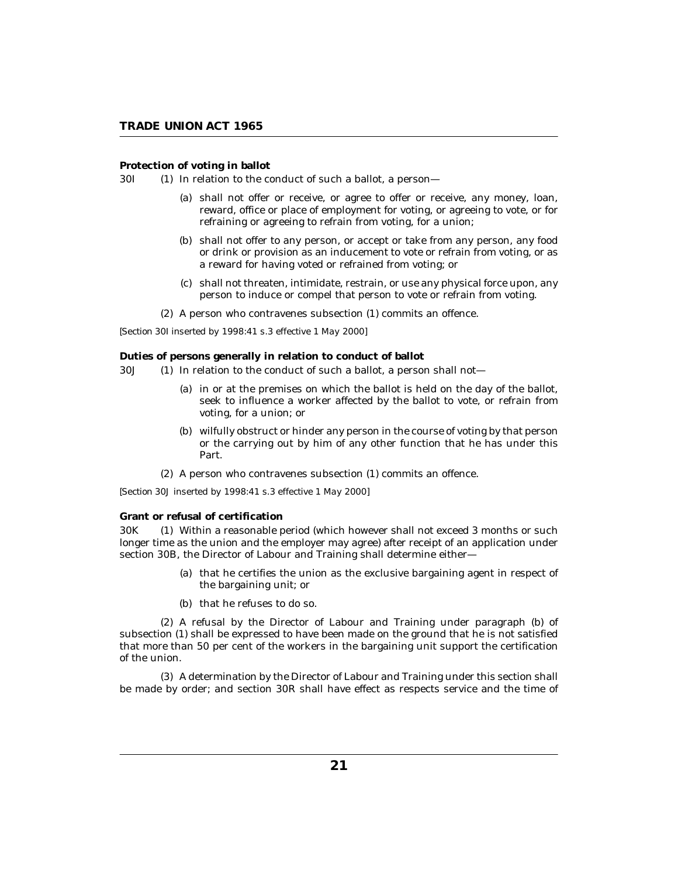**Protection of voting in ballot**

30I (1) In relation to the conduct of such a ballot, a person—

(a) shall not offer or receive, or agree to offer or receive, any money, loan, reward, office or place of employment for voting, or agreeing to vote, or for refraining or agreeing to refrain from voting, for a union;

(b) shall not offer to any person, or accept or take from any person, any food or drink or provision as an inducement to vote or refrain from voting, or as a reward for having voted or refrained from voting; or

(c) shall not threaten, intimidate, restrain, or use any physical force upon, any person to induce or compel that person to vote or refrain from voting.

(2) A person who contravenes subsection (1) commits an offence.

[Section 30I inserted by 1998:41 s.3 effective 1 May 2000]

**Duties of persons generally in relation to conduct of ballot**

30J (1) In relation to the conduct of such a ballot, a person shall not—

(a) in or at the premises on which the ballot is held on the day of the ballot, seek to influence a worker affected by the ballot to vote, or refrain from voting, for a union; or

(b) wilfully obstruct or hinder any person in the course of voting by that person or the carrying out by him of any other function that he has under this Part.

(2) A person who contravenes subsection (1) commits an offence.

[Section 30J inserted by 1998:41 s.3 effective 1 May 2000]

**Grant or refusal of certification**

30K (1) Within a reasonable period (which however shall not exceed 3 months or such longer time as the union and the employer may agree) after receipt of an application under section 30B, the Director of Labour and Training shall determine either—

(a) that he certifies the union as the exclusive bargaining agent in respect of the bargaining unit; or

(b) that he refuses to do so.

(2) A refusal by the Director of Labour and Training under paragraph (b) of subsection (1) shall be expressed to have been made on the ground that he is not satisfied that more than 50 per cent of the workers in the bargaining unit support the certification of the union.

(3) A determination by the Director of Labour and Training under this section shall be made by order; and section 30R shall have effect as respects service and the time of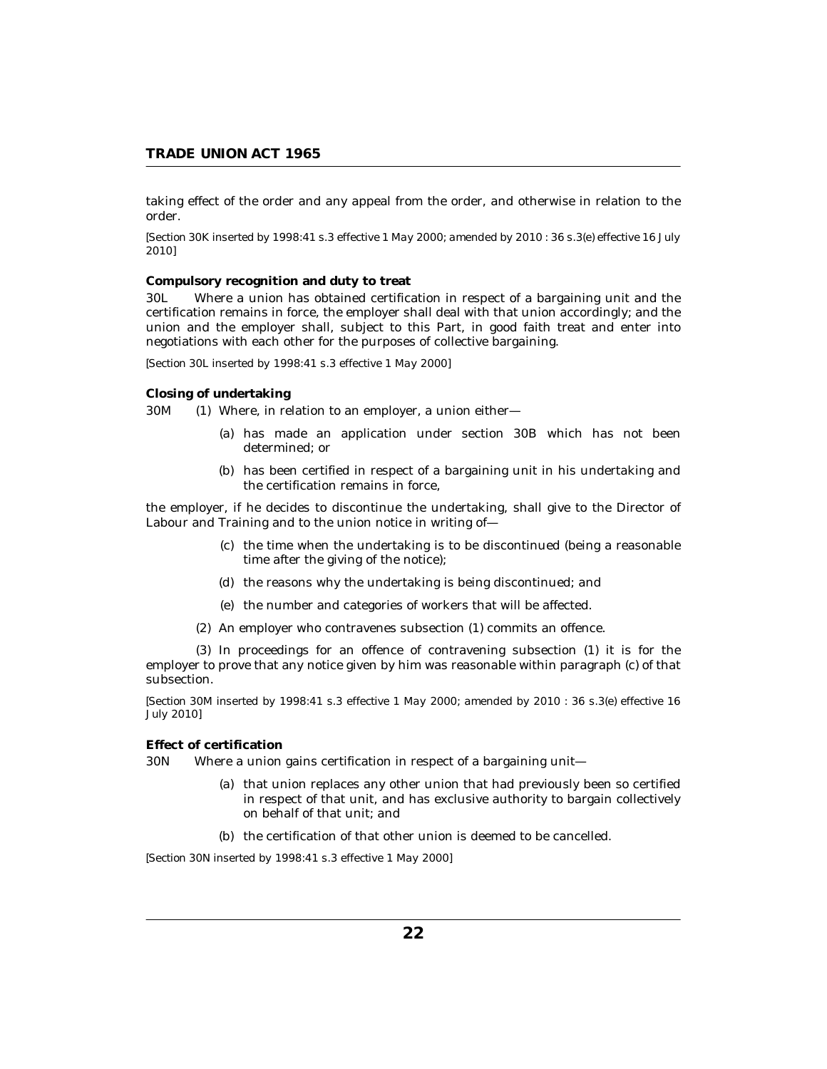taking effect of the order and any appeal from the order, and otherwise in relation to the order.

[Section 30K inserted by 1998:41 s.3 effective 1 May 2000; amended by 2010 : 36 s.3(e) effective 16 July 2010]

**Compulsory recognition and duty to treat**

30L Where a union has obtained certification in respect of a bargaining unit and the certification remains in force, the employer shall deal with that union accordingly; and the union and the employer shall, subject to this Part, in good faith treat and enter into negotiations with each other for the purposes of collective bargaining.

[Section 30L inserted by 1998:41 s.3 effective 1 May 2000]

**Closing of undertaking**

30M (1) Where, in relation to an employer, a union either—

(a) has made an application under section 30B which has not been determined; or

(b) has been certified in respect of a bargaining unit in his undertaking and the certification remains in force,

the employer, if he decides to discontinue the undertaking, shall give to the Director of Labour and Training and to the union notice in writing of—

(c) the time when the undertaking is to be discontinued (being a reasonable time after the giving of the notice);

(d) the reasons why the undertaking is being discontinued; and

(e) the number and categories of workers that will be affected.

(2) An employer who contravenes subsection (1) commits an offence.

(3) In proceedings for an offence of contravening subsection (1) it is for the employer to prove that any notice given by him was reasonable within paragraph (c) of that subsection.

[Section 30M inserted by 1998:41 s.3 effective 1 May 2000; amended by 2010 : 36 s.3(e) effective 16 July 2010]

**Effect of certification**

30N Where a union gains certification in respect of a bargaining unit—

(a) that union replaces any other union that had previously been so certified in respect of that unit, and has exclusive authority to bargain collectively on behalf of that unit; and

(b) the certification of that other union is deemed to be cancelled.

[Section 30N inserted by 1998:41 s.3 effective 1 May 2000]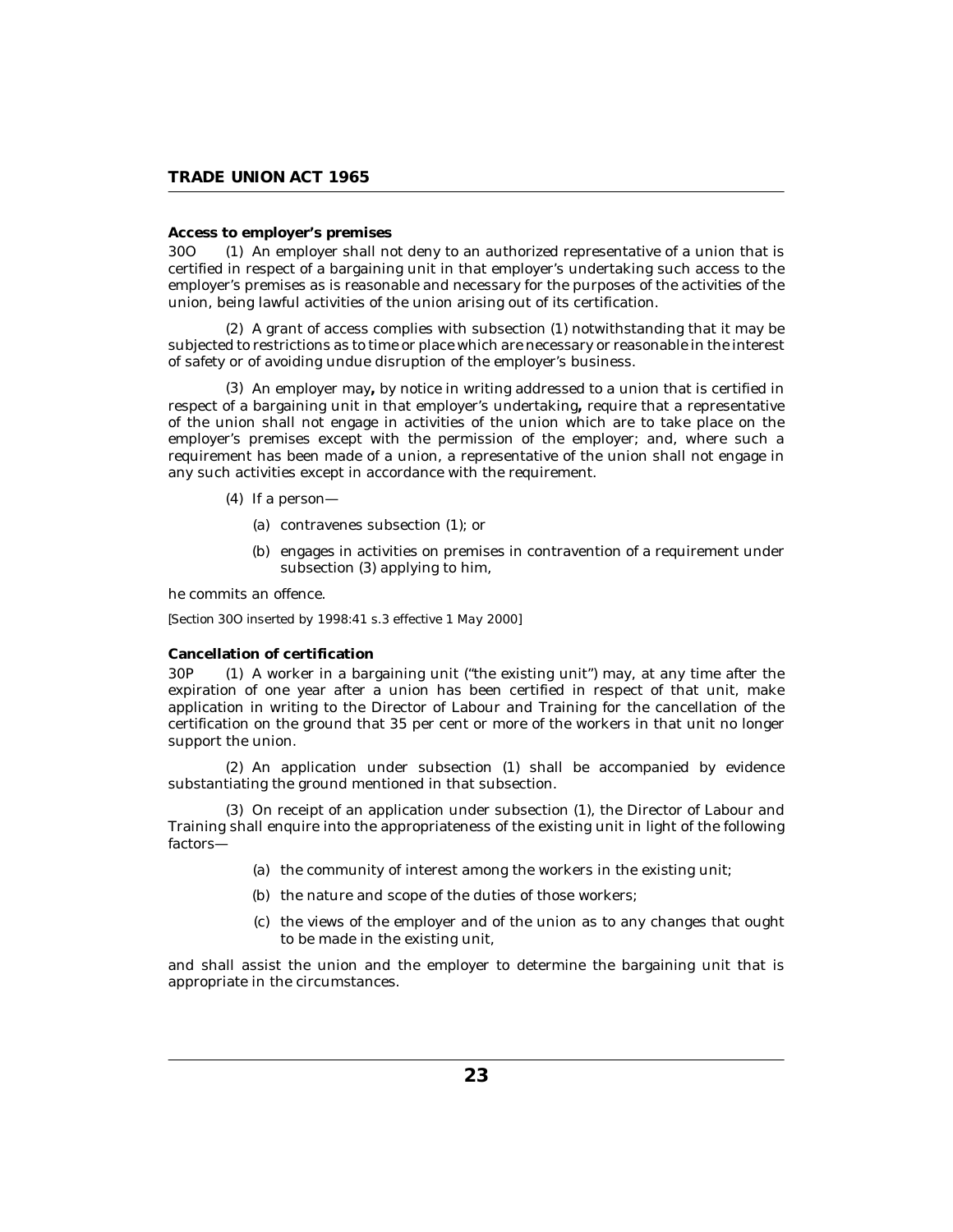**Access to employer's premises**

30O (1) An employer shall not deny to an authorized representative of a union that is certified in respect of a bargaining unit in that employer's undertaking such access to the employer's premises as is reasonable and necessary for the purposes of the activities of the union, being lawful activities of the union arising out of its certification.

(2) A grant of access complies with subsection (1) notwithstanding that it may be subjected to restrictions as to time or place which are necessary or reasonable in the interest of safety or of avoiding undue disruption of the employer's business.

(3) An employer may**,** by notice in writing addressed to a union that is certified in respect of a bargaining unit in that employer's undertaking**,** require that a representative of the union shall not engage in activities of the union which are to take place on the employer's premises except with the permission of the employer; and, where such a requirement has been made of a union, a representative of the union shall not engage in any such activities except in accordance with the requirement.

(4) If a person—

(a) contravenes subsection (1); or

(b) engages in activities on premises in contravention of a requirement under subsection (3) applying to him,

he commits an offence.

[Section 30O inserted by 1998:41 s.3 effective 1 May 2000]

**Cancellation of certification**

30P (1) A worker in a bargaining unit ("the existing unit") may, at any time after the expiration of one year after a union has been certified in respect of that unit, make application in writing to the Director of Labour and Training for the cancellation of the certification on the ground that 35 per cent or more of the workers in that unit no longer support the union.

(2) An application under subsection (1) shall be accompanied by evidence substantiating the ground mentioned in that subsection.

(3) On receipt of an application under subsection (1), the Director of Labour and Training shall enquire into the appropriateness of the existing unit in light of the following factors—

(a) the community of interest among the workers in the existing unit;

(b) the nature and scope of the duties of those workers;

(c) the views of the employer and of the union as to any changes that ought to be made in the existing unit,

and shall assist the union and the employer to determine the bargaining unit that is appropriate in the circumstances.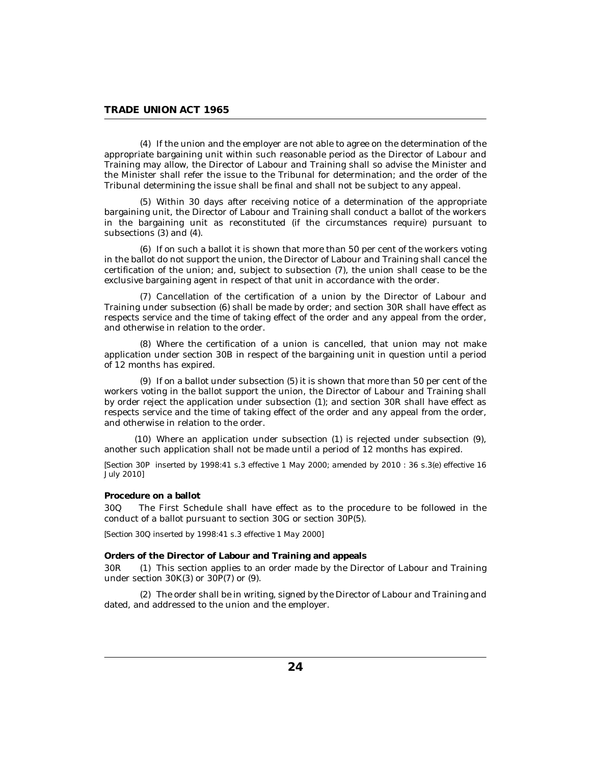(4) If the union and the employer are not able to agree on the determination of the appropriate bargaining unit within such reasonable period as the Director of Labour and Training may allow, the Director of Labour and Training shall so advise the Minister and the Minister shall refer the issue to the Tribunal for determination; and the order of the Tribunal determining the issue shall be final and shall not be subject to any appeal.

(5) Within 30 days after receiving notice of a determination of the appropriate bargaining unit, the Director of Labour and Training shall conduct a ballot of the workers in the bargaining unit as reconstituted (if the circumstances require) pursuant to subsections (3) and (4).

(6) If on such a ballot it is shown that more than 50 per cent of the workers voting in the ballot do not support the union, the Director of Labour and Training shall cancel the certification of the union; and, subject to subsection (7), the union shall cease to be the exclusive bargaining agent in respect of that unit in accordance with the order.

(7) Cancellation of the certification of a union by the Director of Labour and Training under subsection (6) shall be made by order; and section 30R shall have effect as respects service and the time of taking effect of the order and any appeal from the order, and otherwise in relation to the order.

(8) Where the certification of a union is cancelled, that union may not make application under section 30B in respect of the bargaining unit in question until a period of 12 months has expired.

(9) If on a ballot under subsection (5) it is shown that more than 50 per cent of the workers voting in the ballot support the union, the Director of Labour and Training shall by order reject the application under subsection (1); and section 30R shall have effect as respects service and the time of taking effect of the order and any appeal from the order, and otherwise in relation to the order.

(10) Where an application under subsection (1) is rejected under subsection (9), another such application shall not be made until a period of 12 months has expired.

*[Section 30P inserted by 1998:41 s.3 effective 1 May 2000; amended by 2010 : 36 s.3(e) effective 16 July 2010]*

**Procedure on a ballot**

30Q The First Schedule shall have effect as to the procedure to be followed in the conduct of a ballot pursuant to section 30G or section 30P(5).

*[Section 30Q inserted by 1998:41 s.3 effective 1 May 2000]*

**Orders of the Director of Labour and Training and appeals**

30R (1) This section applies to an order made by the Director of Labour and Training under section 30K(3) or 30P(7) or (9).

(2) The order shall be in writing, signed by the Director of Labour and Training and dated, and addressed to the union and the employer.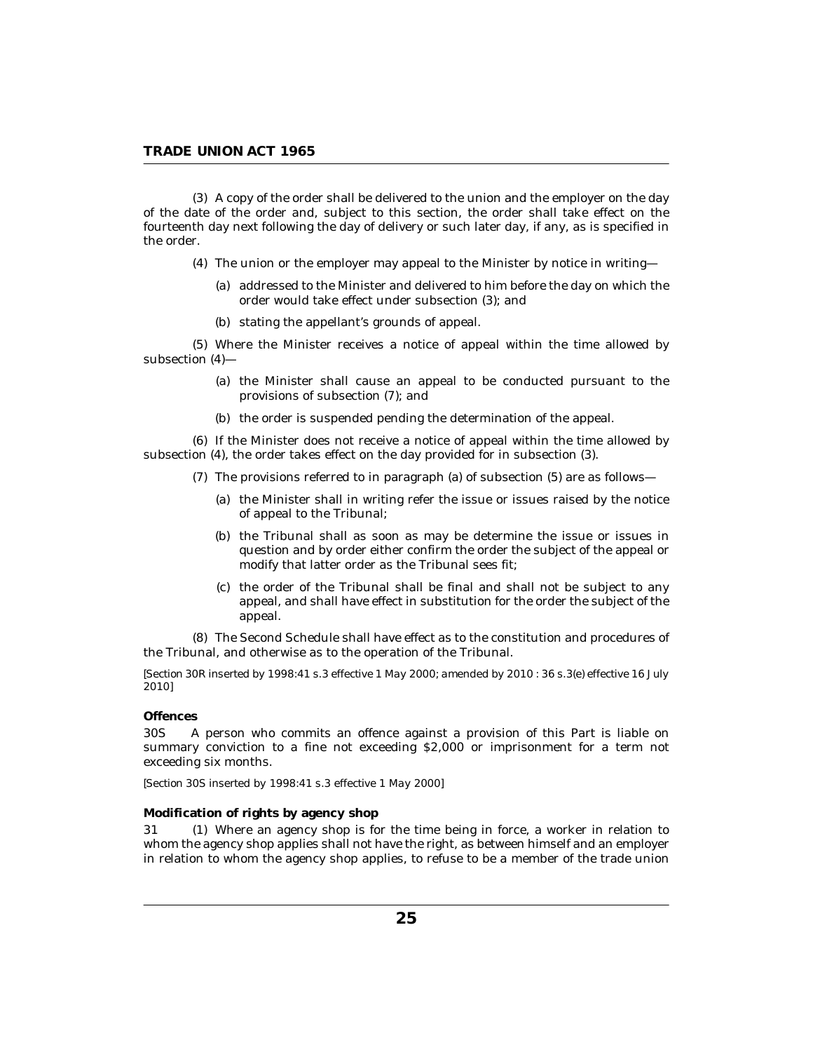(3) A copy of the order shall be delivered to the union and the employer on the day of the date of the order and, subject to this section, the order shall take effect on the fourteenth day next following the day of delivery or such later day, if any, as is specified in the order.

(4) The union or the employer may appeal to the Minister by notice in writing—

(a) addressed to the Minister and delivered to him before the day on which the order would take effect under subsection (3); and

(b) stating the appellant's grounds of appeal.

(5) Where the Minister receives a notice of appeal within the time allowed by subsection (4)—

(a) the Minister shall cause an appeal to be conducted pursuant to the provisions of subsection (7); and

(b) the order is suspended pending the determination of the appeal.

(6) If the Minister does not receive a notice of appeal within the time allowed by subsection (4), the order takes effect on the day provided for in subsection (3).

(7) The provisions referred to in paragraph (a) of subsection (5) are as follows—

(a) the Minister shall in writing refer the issue or issues raised by the notice of appeal to the Tribunal;

(b) the Tribunal shall as soon as may be determine the issue or issues in question and by order either confirm the order the subject of the appeal or modify that latter order as the Tribunal sees fit;

(c) the order of the Tribunal shall be final and shall not be subject to any appeal, and shall have effect in substitution for the order the subject of the appeal.

(8) The Second Schedule shall have effect as to the constitution and procedures of the Tribunal, and otherwise as to the operation of the Tribunal.

*[Section 30R inserted by 1998:41 s.3 effective 1 May 2000; amended by 2010 : 36 s.3(e) effective 16 July 2010]*

**Offences**

30S A person who commits an offence against a provision of this Part is liable on summary conviction to a fine not exceeding $2,000 or imprisonment for a term not exceeding six months.

*[Section 30S inserted by 1998:41 s.3 effective 1 May 2000]*

**Modification of rights by agency shop**

31 (1) Where an agency shop is for the time being in force, a worker in relation to whom the agency shop applies shall not have the right, as between himself and an employer in relation to whom the agency shop applies, to refuse to be a member of the trade union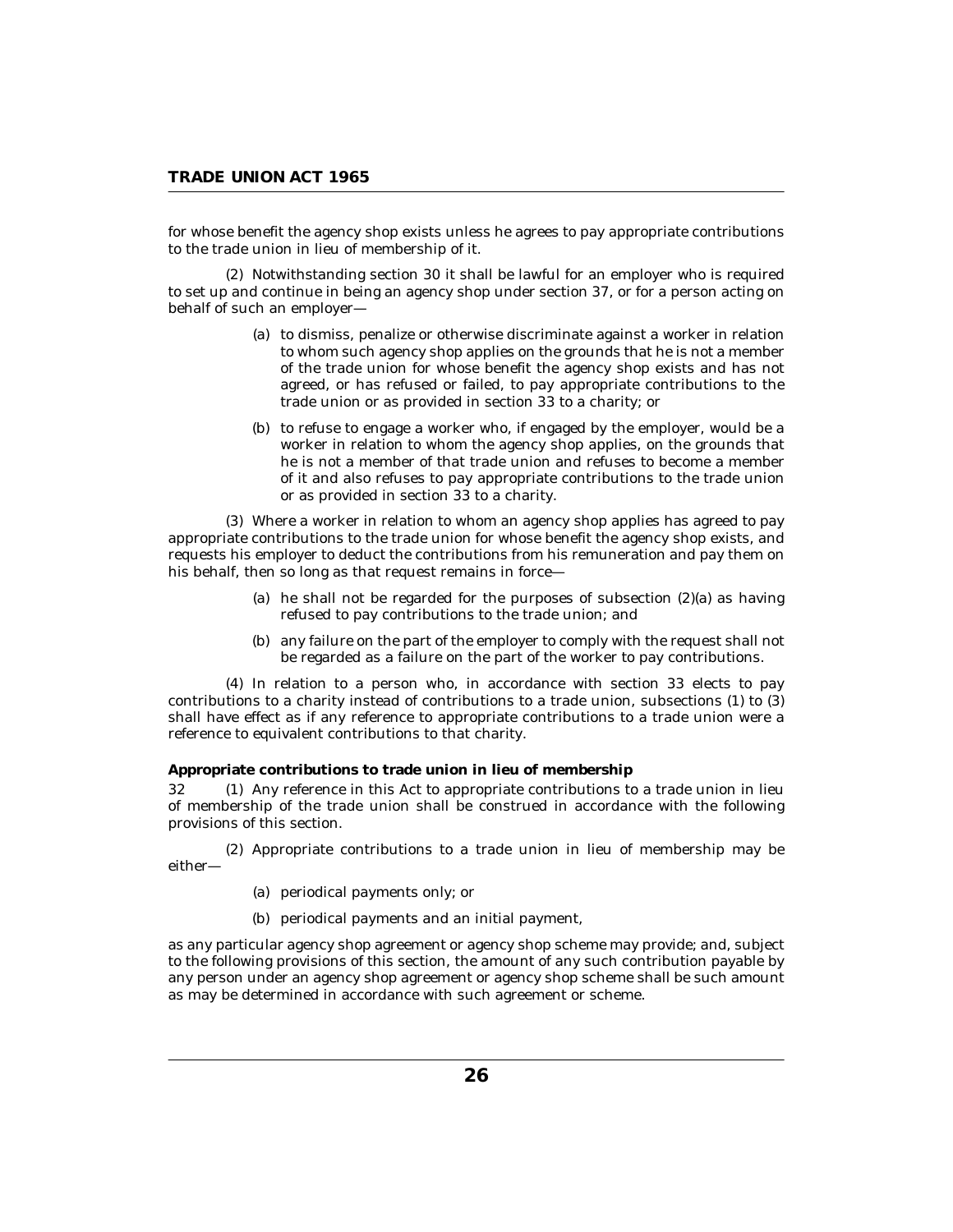for whose benefit the agency shop exists unless he agrees to pay appropriate contributions to the trade union in lieu of membership of it.

(2) Notwithstanding section 30 it shall be lawful for an employer who is required to set up and continue in being an agency shop under section 37, or for a person acting on behalf of such an employer—

(a) to dismiss, penalize or otherwise discriminate against a worker in relation to whom such agency shop applies on the grounds that he is not a member of the trade union for whose benefit the agency shop exists and has not agreed, or has refused or failed, to pay appropriate contributions to the trade union or as provided in section 33 to a charity; or

(b) to refuse to engage a worker who, if engaged by the employer, would be a worker in relation to whom the agency shop applies, on the grounds that he is not a member of that trade union and refuses to become a member of it and also refuses to pay appropriate contributions to the trade union or as provided in section 33 to a charity.

(3) Where a worker in relation to whom an agency shop applies has agreed to pay appropriate contributions to the trade union for whose benefit the agency shop exists, and requests his employer to deduct the contributions from his remuneration and pay them on his behalf, then so long as that request remains in force—

(a) he shall not be regarded for the purposes of subsection (2)(a) as having refused to pay contributions to the trade union; and

(b) any failure on the part of the employer to comply with the request shall not be regarded as a failure on the part of the worker to pay contributions.

(4) In relation to a person who, in accordance with section 33 elects to pay contributions to a charity instead of contributions to a trade union, subsections (1) to (3) shall have effect as if any reference to appropriate contributions to a trade union were a reference to equivalent contributions to that charity.

**Appropriate contributions to trade union in lieu of membership**

32 (1) Any reference in this Act to appropriate contributions to a trade union in lieu of membership of the trade union shall be construed in accordance with the following provisions of this section.

(2) Appropriate contributions to a trade union in lieu of membership may be either—

(a) periodical payments only; or

(b) periodical payments and an initial payment,

as any particular agency shop agreement or agency shop scheme may provide; and, subject to the following provisions of this section, the amount of any such contribution payable by any person under an agency shop agreement or agency shop scheme shall be such amount as may be determined in accordance with such agreement or scheme.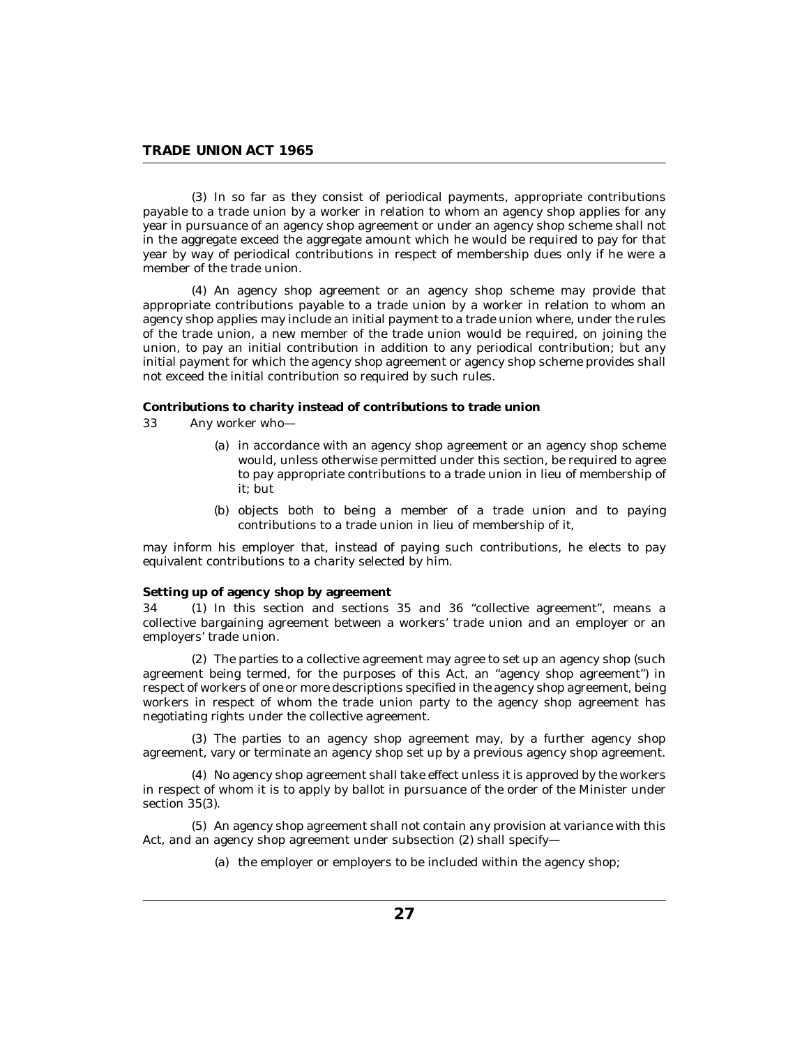(3) In so far as they consist of periodical payments, appropriate contributions payable to a trade union by a worker in relation to whom an agency shop applies for any year in pursuance of an agency shop agreement or under an agency shop scheme shall not in the aggregate exceed the aggregate amount which he would be required to pay for that year by way of periodical contributions in respect of membership dues only if he were a member of the trade union.

(4) An agency shop agreement or an agency shop scheme may provide that appropriate contributions payable to a trade union by a worker in relation to whom an agency shop applies may include an initial payment to a trade union where, under the rules of the trade union, a new member of the trade union would be required, on joining the union, to pay an initial contribution in addition to any periodical contribution; but any initial payment for which the agency shop agreement or agency shop scheme provides shall not exceed the initial contribution so required by such rules.

**Contributions to charity instead of contributions to trade union**

33 Any worker who—

(a) in accordance with an agency shop agreement or an agency shop scheme would, unless otherwise permitted under this section, be required to agree to pay appropriate contributions to a trade union in lieu of membership of it; but

(b) objects both to being a member of a trade union and to paying contributions to a trade union in lieu of membership of it,

may inform his employer that, instead of paying such contributions, he elects to pay equivalent contributions to a charity selected by him.

**Setting up of agency shop by agreement**

34 (1) In this section and sections 35 and 36 "collective agreement", means a collective bargaining agreement between a workers' trade union and an employer or an employers' trade union.

(2) The parties to a collective agreement may agree to set up an agency shop (such agreement being termed, for the purposes of this Act, an "agency shop agreement") in respect of workers of one or more descriptions specified in the agency shop agreement, being workers in respect of whom the trade union party to the agency shop agreement has negotiating rights under the collective agreement.

(3) The parties to an agency shop agreement may, by a further agency shop agreement, vary or terminate an agency shop set up by a previous agency shop agreement.

(4) No agency shop agreement shall take effect unless it is approved by the workers in respect of whom it is to apply by ballot in pursuance of the order of the Minister under section 35(3).

(5) An agency shop agreement shall not contain any provision at variance with this Act, and an agency shop agreement under subsection (2) shall specify—

(a) the employer or employers to be included within the agency shop;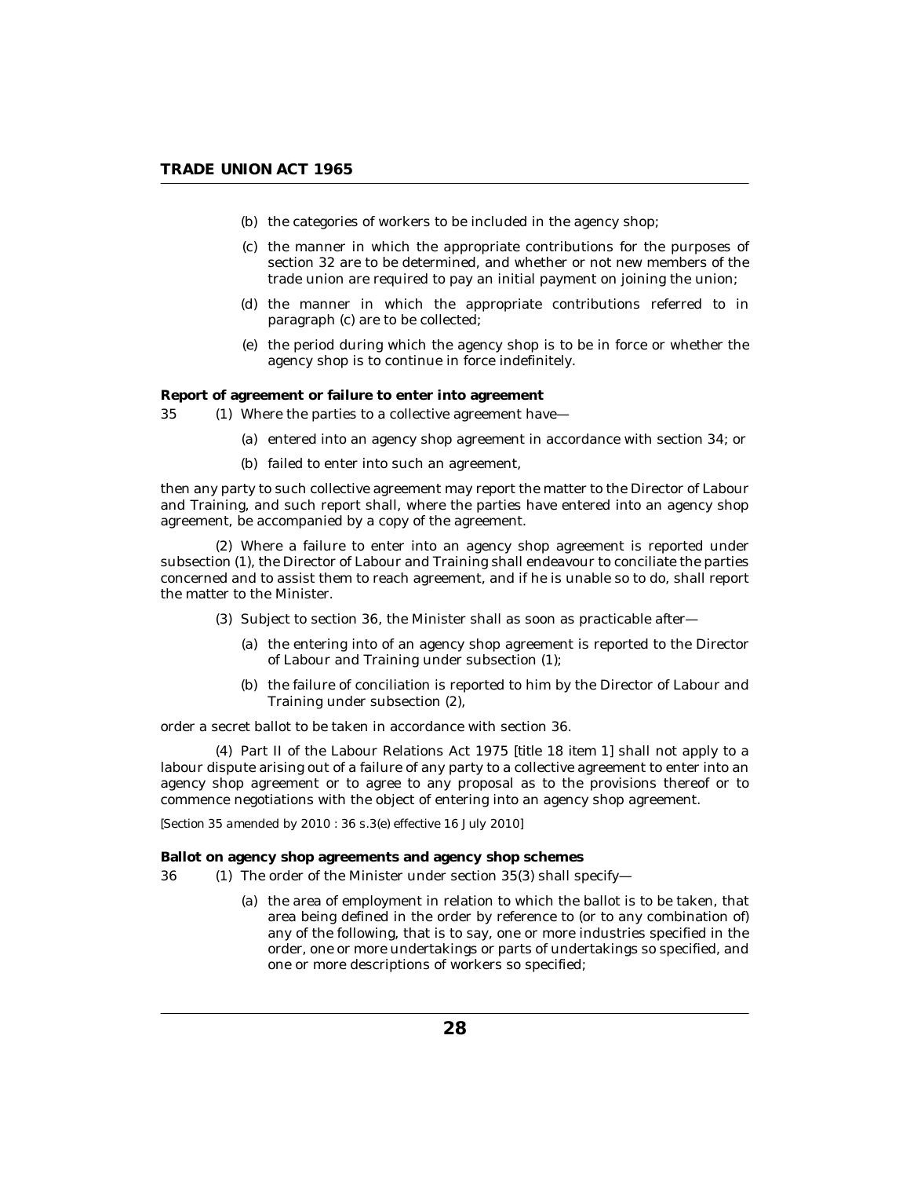(b) the categories of workers to be included in the agency shop;

(c) the manner in which the appropriate contributions for the purposes of section 32 are to be determined, and whether or not new members of the trade union are required to pay an initial payment on joining the union;

(d) the manner in which the appropriate contributions referred to in paragraph (c) are to be collected;

(e) the period during which the agency shop is to be in force or whether the agency shop is to continue in force indefinitely.

**Report of agreement or failure to enter into agreement**

35 (1) Where the parties to a collective agreement have—

(a) entered into an agency shop agreement in accordance with section 34; or

(b) failed to enter into such an agreement,

then any party to such collective agreement may report the matter to the Director of Labour and Training, and such report shall, where the parties have entered into an agency shop agreement, be accompanied by a copy of the agreement.

(2) Where a failure to enter into an agency shop agreement is reported under subsection (1), the Director of Labour and Training shall endeavour to conciliate the parties concerned and to assist them to reach agreement, and if he is unable so to do, shall report the matter to the Minister.

(3) Subject to section 36, the Minister shall as soon as practicable after—

(a) the entering into of an agency shop agreement is reported to the Director of Labour and Training under subsection (1);

(b) the failure of conciliation is reported to him by the Director of Labour and Training under subsection (2),

order a secret ballot to be taken in accordance with section 36.

(4) Part II of the Labour Relations Act 1975 [title 18 item 1] shall not apply to a labour dispute arising out of a failure of any party to a collective agreement to enter into an agency shop agreement or to agree to any proposal as to the provisions thereof or to commence negotiations with the object of entering into an agency shop agreement.

*[Section 35 amended by 2010 : 36 s.3(e) effective 16 July 2010]*

**Ballot on agency shop agreements and agency shop schemes**

36 (1) The order of the Minister under section 35(3) shall specify—

(a) the area of employment in relation to which the ballot is to be taken, that area being defined in the order by reference to (or to any combination of) any of the following, that is to say, one or more industries specified in the order, one or more undertakings or parts of undertakings so specified, and one or more descriptions of workers so specified;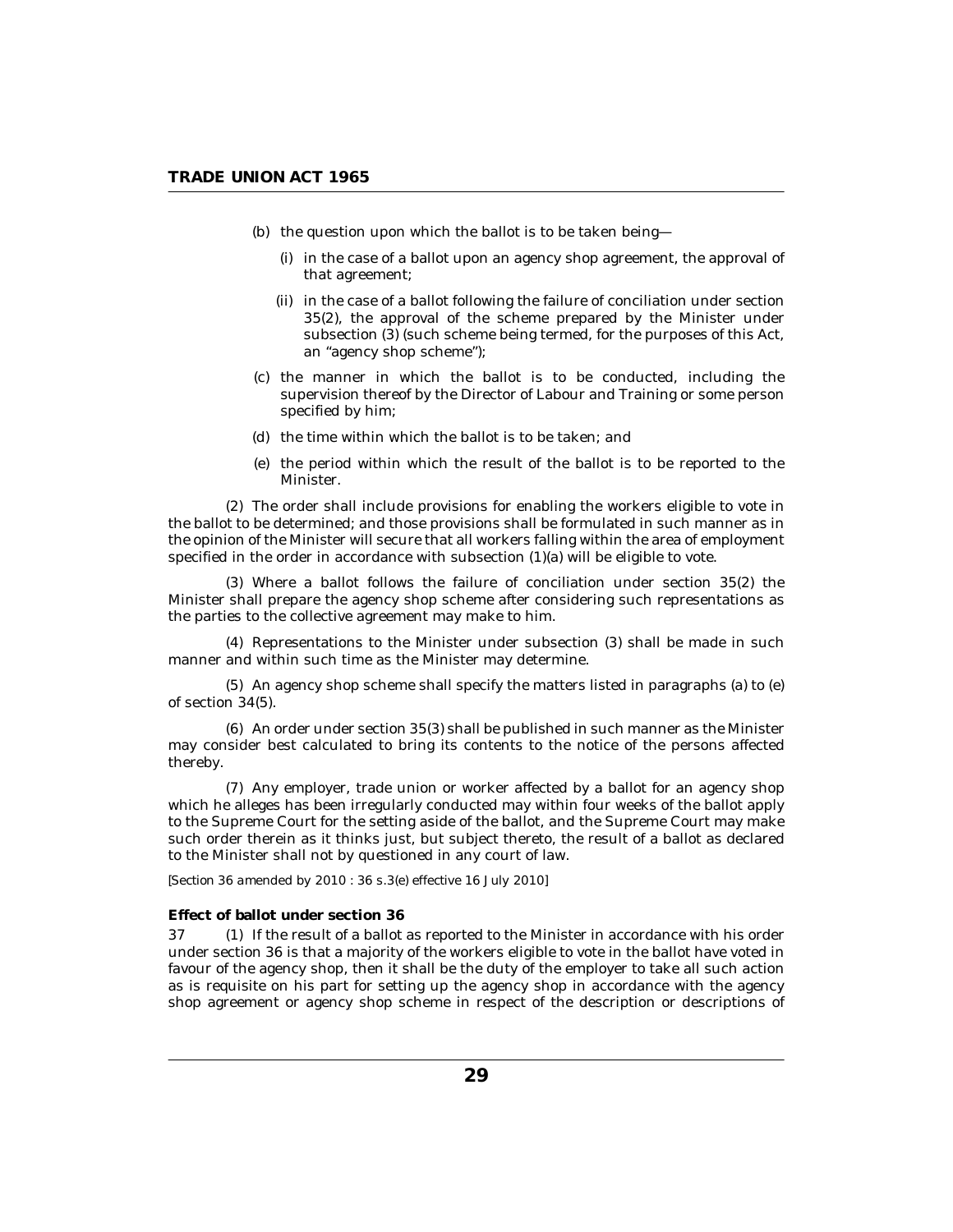(b) the question upon which the ballot is to be taken being—

  (i) in the case of a ballot upon an agency shop agreement, the approval of that agreement;

  (ii) in the case of a ballot following the failure of conciliation under section 35(2), the approval of the scheme prepared by the Minister under subsection (3) (such scheme being termed, for the purposes of this Act, an "agency shop scheme");

(c) the manner in which the ballot is to be conducted, including the supervision thereof by the Director of Labour and Training or some person specified by him;

(d) the time within which the ballot is to be taken; and

(e) the period within which the result of the ballot is to be reported to the Minister.

(2) The order shall include provisions for enabling the workers eligible to vote in the ballot to be determined; and those provisions shall be formulated in such manner as in the opinion of the Minister will secure that all workers falling within the area of employment specified in the order in accordance with subsection (1)(a) will be eligible to vote.

(3) Where a ballot follows the failure of conciliation under section 35(2) the Minister shall prepare the agency shop scheme after considering such representations as the parties to the collective agreement may make to him.

(4) Representations to the Minister under subsection (3) shall be made in such manner and within such time as the Minister may determine.

(5) An agency shop scheme shall specify the matters listed in paragraphs (a) to (e) of section 34(5).

(6) An order under section 35(3) shall be published in such manner as the Minister may consider best calculated to bring its contents to the notice of the persons affected thereby.

(7) Any employer, trade union or worker affected by a ballot for an agency shop which he alleges has been irregularly conducted may within four weeks of the ballot apply to the Supreme Court for the setting aside of the ballot, and the Supreme Court may make such order therein as it thinks just, but subject thereto, the result of a ballot as declared to the Minister shall not by questioned in any court of law.

*[Section 36 amended by 2010 : 36 s.3(e) effective 16 July 2010]*

**Effect of ballot under section 36**

37 (1) If the result of a ballot as reported to the Minister in accordance with his order under section 36 is that a majority of the workers eligible to vote in the ballot have voted in favour of the agency shop, then it shall be the duty of the employer to take all such action as is requisite on his part for setting up the agency shop in accordance with the agency shop agreement or agency shop scheme in respect of the description or descriptions of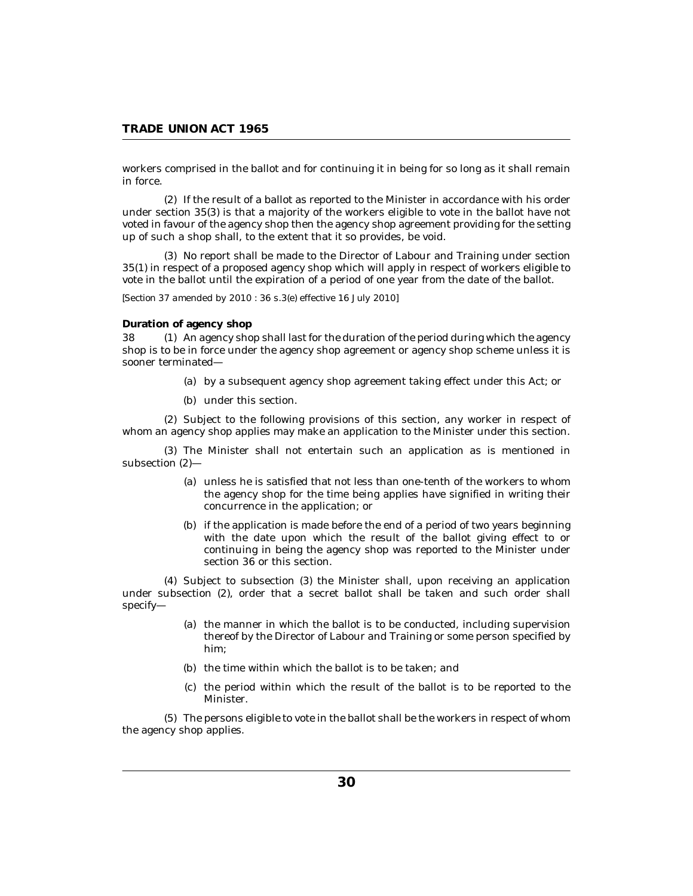workers comprised in the ballot and for continuing it in being for so long as it shall remain in force.

(2) If the result of a ballot as reported to the Minister in accordance with his order under section 35(3) is that a majority of the workers eligible to vote in the ballot have not voted in favour of the agency shop then the agency shop agreement providing for the setting up of such a shop shall, to the extent that it so provides, be void.

(3) No report shall be made to the Director of Labour and Training under section 35(1) in respect of a proposed agency shop which will apply in respect of workers eligible to vote in the ballot until the expiration of a period of one year from the date of the ballot.

*[Section 37 amended by 2010 : 36 s.3(e) effective 16 July 2010]*

**Duration of agency shop**

38 (1) An agency shop shall last for the duration of the period during which the agency shop is to be in force under the agency shop agreement or agency shop scheme unless it is sooner terminated—

(a) by a subsequent agency shop agreement taking effect under this Act; or

(b) under this section.

(2) Subject to the following provisions of this section, any worker in respect of whom an agency shop applies may make an application to the Minister under this section.

(3) The Minister shall not entertain such an application as is mentioned in subsection (2)—

(a) unless he is satisfied that not less than one-tenth of the workers to whom the agency shop for the time being applies have signified in writing their concurrence in the application; or

(b) if the application is made before the end of a period of two years beginning with the date upon which the result of the ballot giving effect to or continuing in being the agency shop was reported to the Minister under section 36 or this section.

(4) Subject to subsection (3) the Minister shall, upon receiving an application under subsection (2), order that a secret ballot shall be taken and such order shall specify—

(a) the manner in which the ballot is to be conducted, including supervision thereof by the Director of Labour and Training or some person specified by him;

(b) the time within which the ballot is to be taken; and

(c) the period within which the result of the ballot is to be reported to the Minister.

(5) The persons eligible to vote in the ballot shall be the workers in respect of whom the agency shop applies.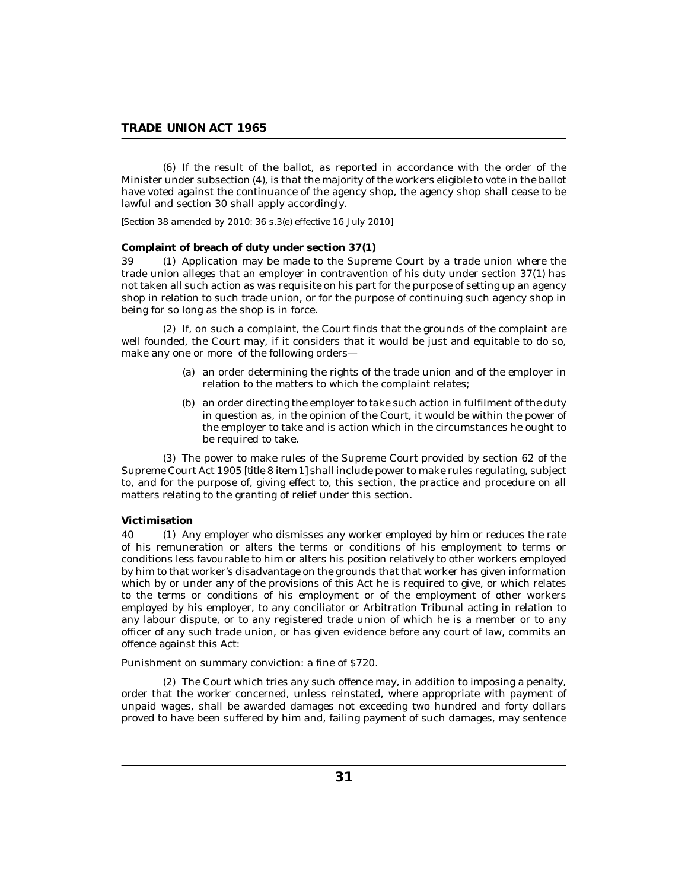(6) If the result of the ballot, as reported in accordance with the order of the Minister under subsection (4), is that the majority of the workers eligible to vote in the ballot have voted against the continuance of the agency shop, the agency shop shall cease to be lawful and section 30 shall apply accordingly.

*[Section 38 amended by 2010: 36 s.3(e) effective 16 July 2010]*

**Complaint of breach of duty under section 37(1)**

39 (1) Application may be made to the Supreme Court by a trade union where the trade union alleges that an employer in contravention of his duty under section 37(1) has not taken all such action as was requisite on his part for the purpose of setting up an agency shop in relation to such trade union, or for the purpose of continuing such agency shop in being for so long as the shop is in force.

(2) If, on such a complaint, the Court finds that the grounds of the complaint are well founded, the Court may, if it considers that it would be just and equitable to do so, make any one or more of the following orders—

(a) an order determining the rights of the trade union and of the employer in relation to the matters to which the complaint relates;

(b) an order directing the employer to take such action in fulfilment of the duty in question as, in the opinion of the Court, it would be within the power of the employer to take and is action which in the circumstances he ought to be required to take.

(3) The power to make rules of the Supreme Court provided by section 62 of the Supreme Court Act 1905 [title 8 item 1] shall include power to make rules regulating, subject to, and for the purpose of, giving effect to, this section, the practice and procedure on all matters relating to the granting of relief under this section.

**Victimisation**

40 (1) Any employer who dismisses any worker employed by him or reduces the rate of his remuneration or alters the terms or conditions of his employment to terms or conditions less favourable to him or alters his position relatively to other workers employed by him to that worker's disadvantage on the grounds that that worker has given information which by or under any of the provisions of this Act he is required to give, or which relates to the terms or conditions of his employment or of the employment of other workers employed by his employer, to any conciliator or Arbitration Tribunal acting in relation to any labour dispute, or to any registered trade union of which he is a member or to any officer of any such trade union, or has given evidence before any court of law, commits an offence against this Act:

Punishment on summary conviction: a fine of $720.

(2) The Court which tries any such offence may, in addition to imposing a penalty, order that the worker concerned, unless reinstated, where appropriate with payment of unpaid wages, shall be awarded damages not exceeding two hundred and forty dollars proved to have been suffered by him and, failing payment of such damages, may sentence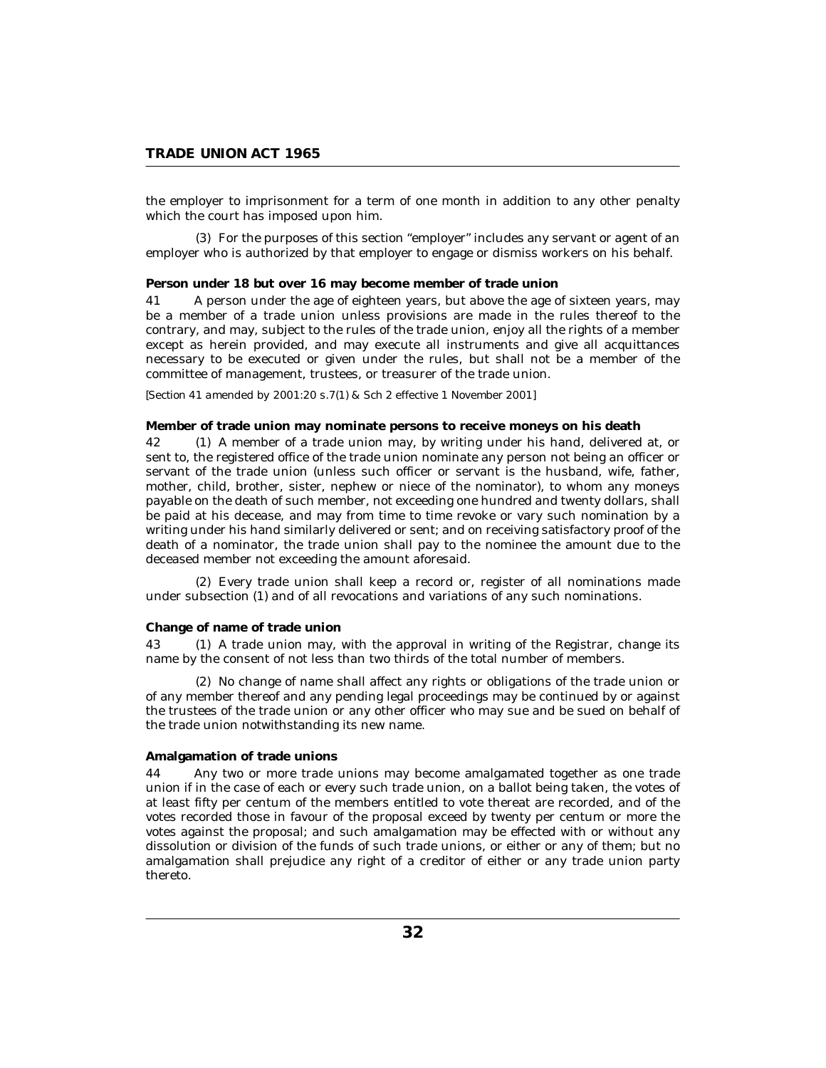the employer to imprisonment for a term of one month in addition to any other penalty which the court has imposed upon him.

(3) For the purposes of this section "employer" includes any servant or agent of an employer who is authorized by that employer to engage or dismiss workers on his behalf.

**Person under 18 but over 16 may become member of trade union**

41 A person under the age of eighteen years, but above the age of sixteen years, may be a member of a trade union unless provisions are made in the rules thereof to the contrary, and may, subject to the rules of the trade union, enjoy all the rights of a member except as herein provided, and may execute all instruments and give all acquittances necessary to be executed or given under the rules, but shall not be a member of the committee of management, trustees, or treasurer of the trade union.

*[Section 41 amended by 2001:20 s.7(1) & Sch 2 effective 1 November 2001]*

**Member of trade union may nominate persons to receive moneys on his death**

42 (1) A member of a trade union may, by writing under his hand, delivered at, or sent to, the registered office of the trade union nominate any person not being an officer or servant of the trade union (unless such officer or servant is the husband, wife, father, mother, child, brother, sister, nephew or niece of the nominator), to whom any moneys payable on the death of such member, not exceeding one hundred and twenty dollars, shall be paid at his decease, and may from time to time revoke or vary such nomination by a writing under his hand similarly delivered or sent; and on receiving satisfactory proof of the death of a nominator, the trade union shall pay to the nominee the amount due to the deceased member not exceeding the amount aforesaid.

(2) Every trade union shall keep a record or, register of all nominations made under subsection (1) and of all revocations and variations of any such nominations.

**Change of name of trade union**

43 (1) A trade union may, with the approval in writing of the Registrar, change its name by the consent of not less than two thirds of the total number of members.

(2) No change of name shall affect any rights or obligations of the trade union or of any member thereof and any pending legal proceedings may be continued by or against the trustees of the trade union or any other officer who may sue and be sued on behalf of the trade union notwithstanding its new name.

**Amalgamation of trade unions**

44 Any two or more trade unions may become amalgamated together as one trade union if in the case of each or every such trade union, on a ballot being taken, the votes of at least fifty per centum of the members entitled to vote thereat are recorded, and of the votes recorded those in favour of the proposal exceed by twenty per centum or more the votes against the proposal; and such amalgamation may be effected with or without any dissolution or division of the funds of such trade unions, or either or any of them; but no amalgamation shall prejudice any right of a creditor of either or any trade union party thereto.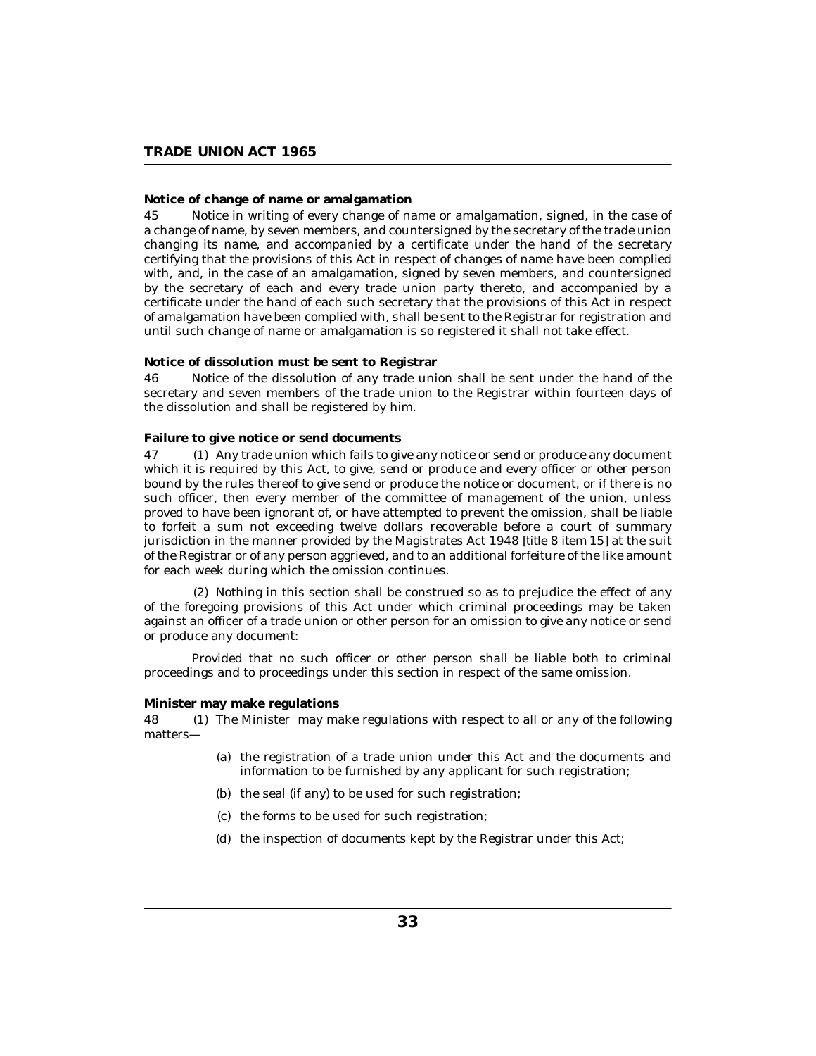**Notice of change of name or amalgamation**

45 Notice in writing of every change of name or amalgamation, signed, in the case of a change of name, by seven members, and countersigned by the secretary of the trade union changing its name, and accompanied by a certificate under the hand of the secretary certifying that the provisions of this Act in respect of changes of name have been complied with, and, in the case of an amalgamation, signed by seven members, and countersigned by the secretary of each and every trade union party thereto, and accompanied by a certificate under the hand of each such secretary that the provisions of this Act in respect of amalgamation have been complied with, shall be sent to the Registrar for registration and until such change of name or amalgamation is so registered it shall not take effect.

**Notice of dissolution must be sent to Registrar**

46 Notice of the dissolution of any trade union shall be sent under the hand of the secretary and seven members of the trade union to the Registrar within fourteen days of the dissolution and shall be registered by him.

**Failure to give notice or send documents**

47 (1) Any trade union which fails to give any notice or send or produce any document which it is required by this Act, to give, send or produce and every officer or other person bound by the rules thereof to give send or produce the notice or document, or if there is no such officer, then every member of the committee of management of the union, unless proved to have been ignorant of, or have attempted to prevent the omission, shall be liable to forfeit a sum not exceeding twelve dollars recoverable before a court of summary jurisdiction in the manner provided by the Magistrates Act 1948 [title 8 item 15] at the suit of the Registrar or of any person aggrieved, and to an additional forfeiture of the like amount for each week during which the omission continues.

(2) Nothing in this section shall be construed so as to prejudice the effect of any of the foregoing provisions of this Act under which criminal proceedings may be taken against an officer of a trade union or other person for an omission to give any notice or send or produce any document:

Provided that no such officer or other person shall be liable both to criminal proceedings and to proceedings under this section in respect of the same omission.

**Minister may make regulations**

48 (1) The Minister may make regulations with respect to all or any of the following matters—

(a) the registration of a trade union under this Act and the documents and information to be furnished by any applicant for such registration;

(b) the seal (if any) to be used for such registration;

(c) the forms to be used for such registration;

(d) the inspection of documents kept by the Registrar under this Act;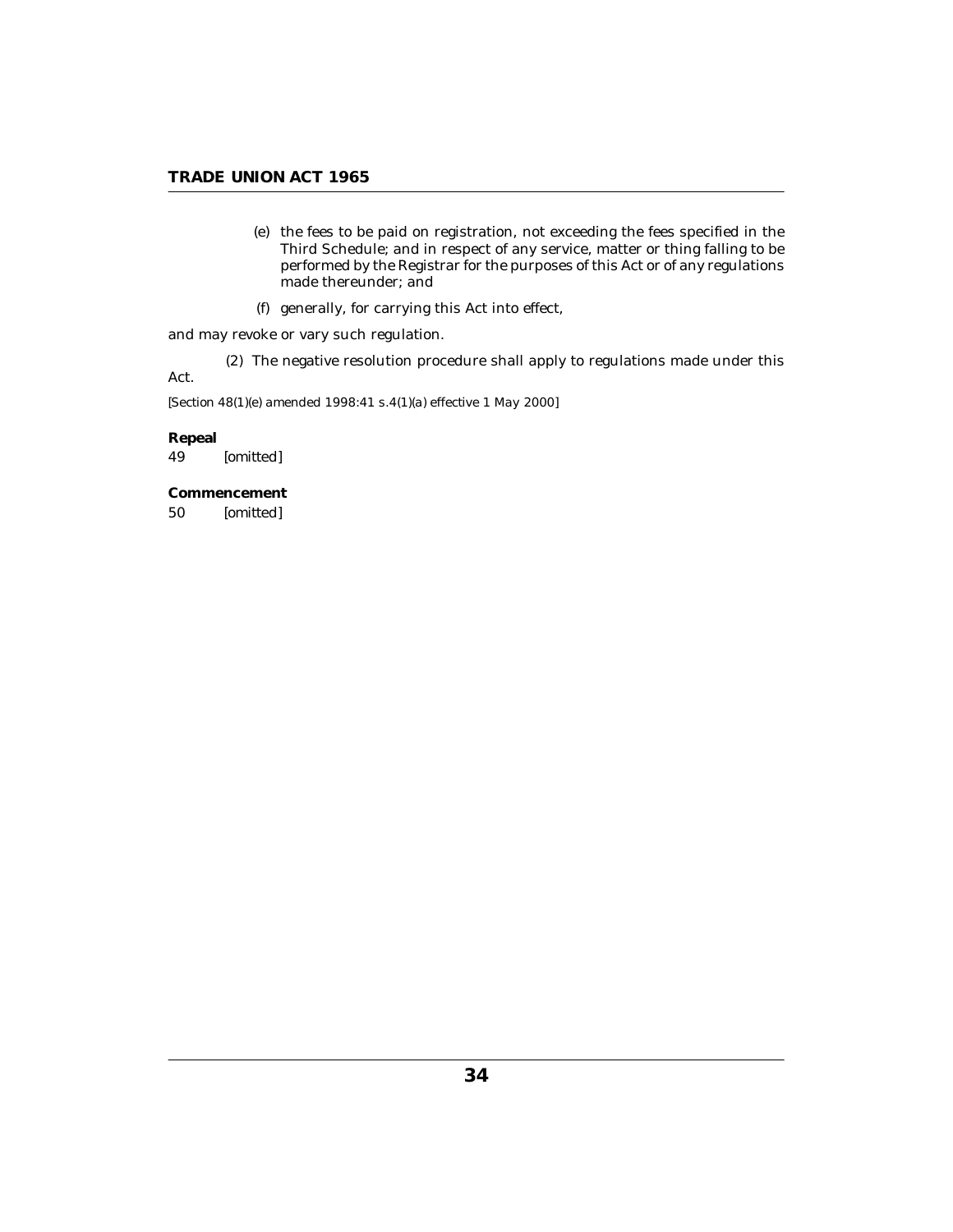(e) the fees to be paid on registration, not exceeding the fees specified in the Third Schedule; and in respect of any service, matter or thing falling to be performed by the Registrar for the purposes of this Act or of any regulations made thereunder; and

(f) generally, for carrying this Act into effect,

and may revoke or vary such regulation.

(2) The negative resolution procedure shall apply to regulations made under this Act.

*[Section 48(1)(e) amended 1998:41 s.4(1)(a) effective 1 May 2000]*

**Repeal**

49 [omitted]

**Commencement**

50 [omitted]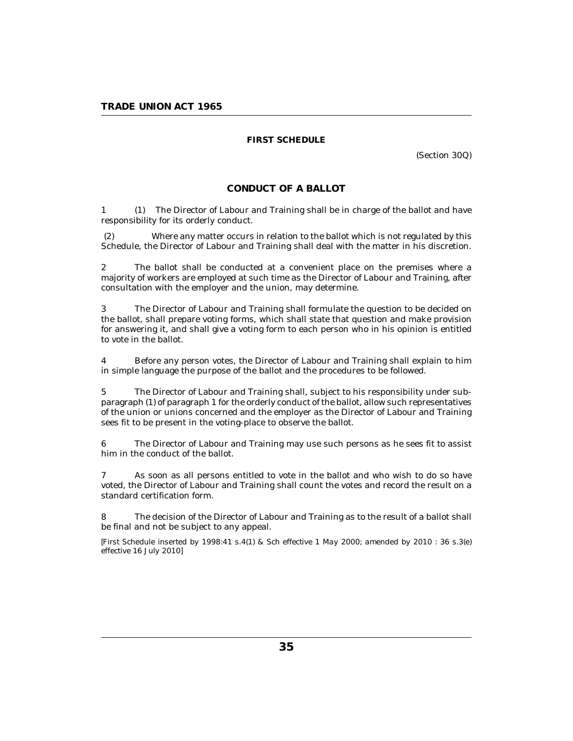## FIRST SCHEDULE

(Section 30Q)

### CONDUCT OF A BALLOT

1 (1) The Director of Labour and Training shall be in charge of the ballot and have responsibility for its orderly conduct.

(2) Where any matter occurs in relation to the ballot which is not regulated by this Schedule, the Director of Labour and Training shall deal with the matter in his discretion.

2 The ballot shall be conducted at a convenient place on the premises where a majority of workers are employed at such time as the Director of Labour and Training, after consultation with the employer and the union, may determine.

3 The Director of Labour and Training shall formulate the question to be decided on the ballot, shall prepare voting forms, which shall state that question and make provision for answering it, and shall give a voting form to each person who in his opinion is entitled to vote in the ballot.

4 Before any person votes, the Director of Labour and Training shall explain to him in simple language the purpose of the ballot and the procedures to be followed.

5 The Director of Labour and Training shall, subject to his responsibility under sub-paragraph (1) of paragraph 1 for the orderly conduct of the ballot, allow such representatives of the union or unions concerned and the employer as the Director of Labour and Training sees fit to be present in the voting-place to observe the ballot.

6 The Director of Labour and Training may use such persons as he sees fit to assist him in the conduct of the ballot.

7 As soon as all persons entitled to vote in the ballot and who wish to do so have voted, the Director of Labour and Training shall count the votes and record the result on a standard certification form.

8 The decision of the Director of Labour and Training as to the result of a ballot shall be final and not be subject to any appeal.

*[First Schedule inserted by 1998:41 s.4(1) & Sch effective 1 May 2000; amended by 2010 : 36 s.3(e) effective 16 July 2010]*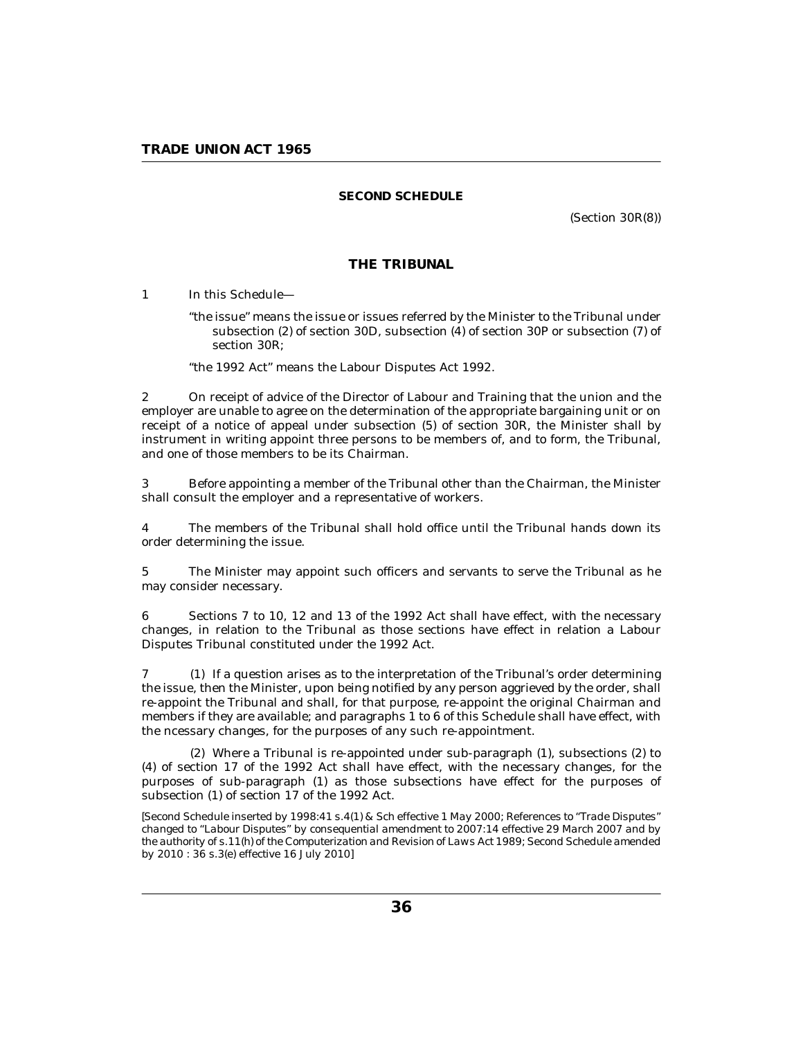## SECOND SCHEDULE

(Section 30R(8))

### THE TRIBUNAL

1 In this Schedule—

"the issue" means the issue or issues referred by the Minister to the Tribunal under subsection (2) of section 30D, subsection (4) of section 30P or subsection (7) of section 30R;

"the 1992 Act" means the Labour Disputes Act 1992.

2 On receipt of advice of the Director of Labour and Training that the union and the employer are unable to agree on the determination of the appropriate bargaining unit or on receipt of a notice of appeal under subsection (5) of section 30R, the Minister shall by instrument in writing appoint three persons to be members of, and to form, the Tribunal, and one of those members to be its Chairman.

3 Before appointing a member of the Tribunal other than the Chairman, the Minister shall consult the employer and a representative of workers.

4 The members of the Tribunal shall hold office until the Tribunal hands down its order determining the issue.

5 The Minister may appoint such officers and servants to serve the Tribunal as he may consider necessary.

6 Sections 7 to 10, 12 and 13 of the 1992 Act shall have effect, with the necessary changes, in relation to the Tribunal as those sections have effect in relation a Labour Disputes Tribunal constituted under the 1992 Act.

7 (1) If a question arises as to the interpretation of the Tribunal's order determining the issue, then the Minister, upon being notified by any person aggrieved by the order, shall re-appoint the Tribunal and shall, for that purpose, re-appoint the original Chairman and members if they are available; and paragraphs 1 to 6 of this Schedule shall have effect, with the ncessary changes, for the purposes of any such re-appointment.

(2) Where a Tribunal is re-appointed under sub-paragraph (1), subsections (2) to (4) of section 17 of the 1992 Act shall have effect, with the necessary changes, for the purposes of sub-paragraph (1) as those subsections have effect for the purposes of subsection (1) of section 17 of the 1992 Act.

*[Second Schedule inserted by 1998:41 s.4(1) & Sch effective 1 May 2000; References to "Trade Disputes" changed to "Labour Disputes" by consequential amendment to 2007:14 effective 29 March 2007 and by the authority of s.11(h) of the Computerization and Revision of Laws Act 1989; Second Schedule amended by 2010 : 36 s.3(e) effective 16 July 2010]*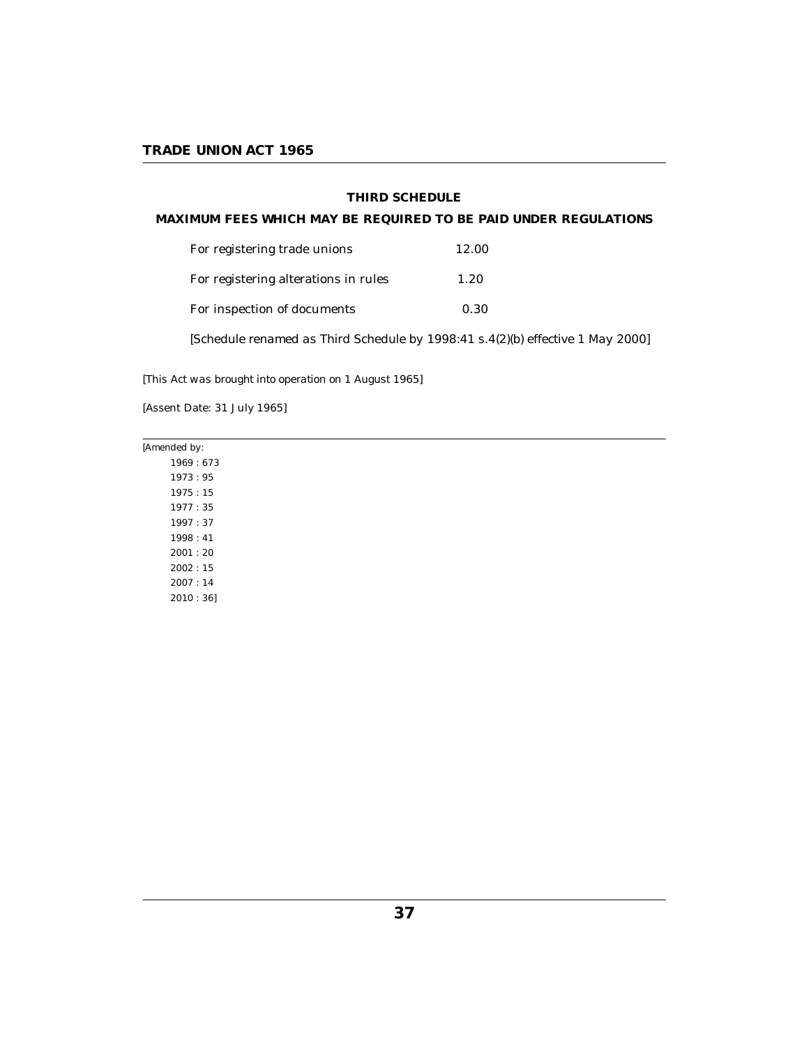## THIRD SCHEDULE

### MAXIMUM FEES WHICH MAY BE REQUIRED TO BE PAID UNDER REGULATIONS

| | |
|---|---|
| For registering trade unions | 12.00 |
| For registering alterations in rules | 1.20 |
| For inspection of documents | 0.30 |

[Schedule renamed as Third Schedule by 1998:41 s.4(2)(b) effective 1 May 2000]

[This Act was brought into operation on 1 August 1965]

[Assent Date: 31 July 1965]

[Amended by:
1969 : 673
1973 : 95
1975 : 15
1977 : 35
1997 : 37
1998 : 41
2001 : 20
2002 : 15
2007 : 14
2010 : 36]